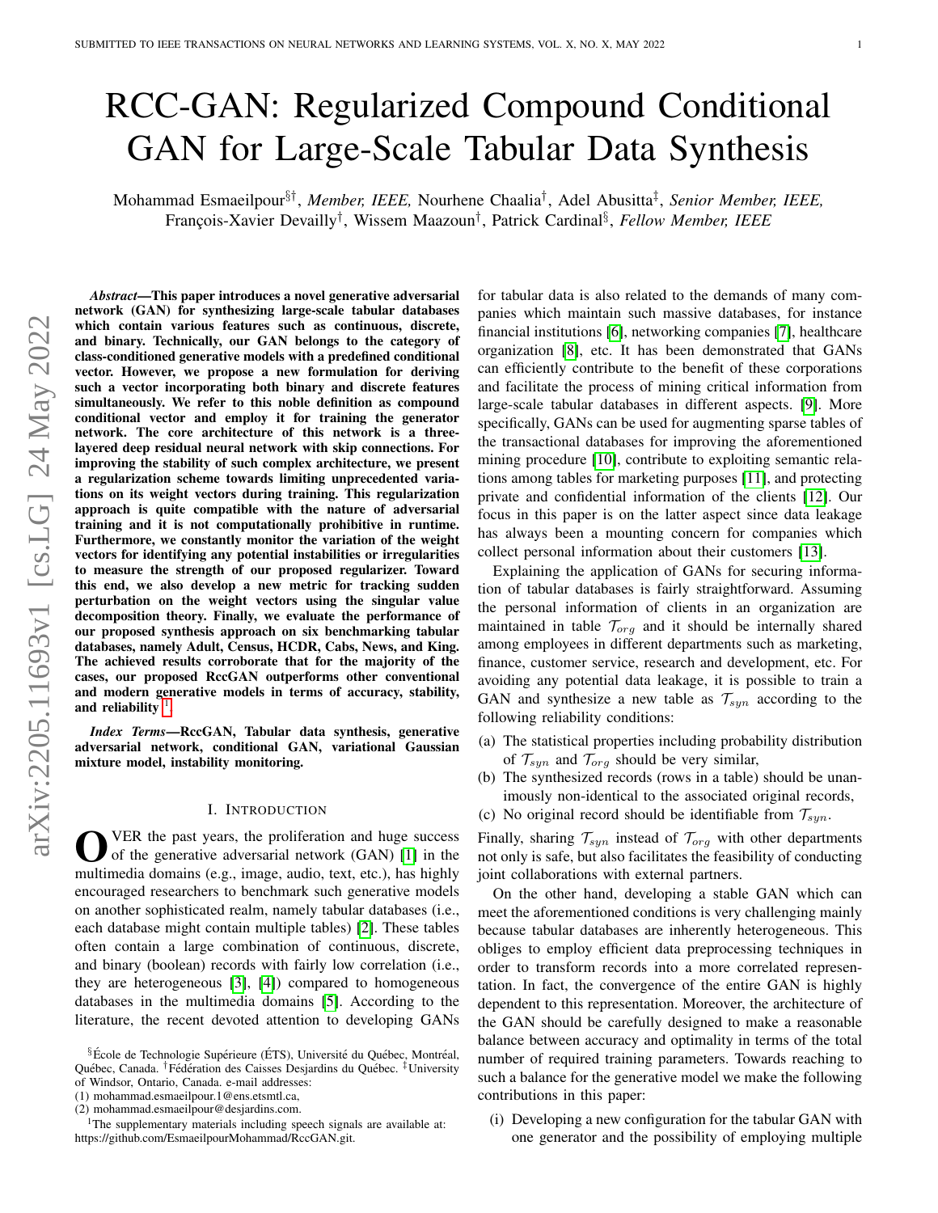# RCC-GAN: Regularized Compound Conditional GAN for Large-Scale Tabular Data Synthesis

Mohammad Esmaeilpour[§†], *Member, IEEE,* Nourhene Chaalia[†], Adel Abusitta[‡], *Senior Member, IEEE,* François-Xavier Devailly[†], Wissem Maazoun[†], Patrick Cardinal[§], *Fellow Member, IEEE*

***Abstract*—This paper introduces a novel generative adversarial network (GAN) for synthesizing large-scale tabular databases which contain various features such as continuous, discrete, and binary. Technically, our GAN belongs to the category of class-conditioned generative models with a predefined conditional vector. However, we propose a new formulation for deriving such a vector incorporating both binary and discrete features simultaneously. We refer to this noble definition as compound conditional vector and employ it for training the generator network. The core architecture of this network is a three-layered deep residual neural network with skip connections. For improving the stability of such complex architecture, we present a regularization scheme towards limiting unprecedented variations on its weight vectors during training. This regularization approach is quite compatible with the nature of adversarial training and it is not computationally prohibitive in runtime. Furthermore, we constantly monitor the variation of the weight vectors for identifying any potential instabilities or irregularities to measure the strength of our proposed regularizer. Toward this end, we also develop a new metric for tracking sudden perturbation on the weight vectors using the singular value decomposition theory. Finally, we evaluate the performance of our proposed synthesis approach on six benchmarking tabular databases, namely Adult, Census, HCDR, Cabs, News, and King. The achieved results corroborate that for the majority of the cases, our proposed RccGAN outperforms other conventional and modern generative models in terms of accuracy, stability, and reliability [1].**

***Index Terms*—RccGAN, Tabular data synthesis, generative adversarial network, conditional GAN, variational Gaussian mixture model, instability monitoring.**

## I. Introduction

Over the past years, the proliferation and huge success of the generative adversarial network (GAN) [1] in the multimedia domains (e.g., image, audio, text, etc.), has highly encouraged researchers to benchmark such generative models on another sophisticated realm, namely tabular databases (i.e., each database might contain multiple tables) [2]. These tables often contain a large combination of continuous, discrete, and binary (boolean) records with fairly low correlation (i.e., they are heterogeneous [3], [4]) compared to homogeneous databases in the multimedia domains [5]. According to the literature, the recent devoted attention to developing GANs for tabular data is also related to the demands of many companies which maintain such massive databases, for instance financial institutions [6], networking companies [7], healthcare organization [8], etc. It has been demonstrated that GANs can efficiently contribute to the benefit of these corporations and facilitate the process of mining critical information from large-scale tabular databases in different aspects. [9]. More specifically, GANs can be used for augmenting sparse tables of the transactional databases for improving the aforementioned mining procedure [10], contribute to exploiting semantic relations among tables for marketing purposes [11], and protecting private and confidential information of the clients [12]. Our focus in this paper is on the latter aspect since data leakage has always been a mounting concern for companies which collect personal information about their customers [13].

Explaining the application of GANs for securing information of tabular databases is fairly straightforward. Assuming the personal information of clients in an organization are maintained in table $\mathcal{T}_{org}$ and it should be internally shared among employees in different departments such as marketing, finance, customer service, research and development, etc. For avoiding any potential data leakage, it is possible to train a GAN and synthesize a new table as $\mathcal{T}_{syn}$ according to the following reliability conditions:

(a) The statistical properties including probability distribution of $\mathcal{T}_{syn}$ and $\mathcal{T}_{org}$ should be very similar,
(b) The synthesized records (rows in a table) should be unanimously non-identical to the associated original records,
(c) No original record should be identifiable from $\mathcal{T}_{syn}$.

Finally, sharing $\mathcal{T}_{syn}$ instead of $\mathcal{T}_{org}$ with other departments not only is safe, but also facilitates the feasibility of conducting joint collaborations with external partners.

On the other hand, developing a stable GAN which can meet the aforementioned conditions is very challenging mainly because tabular databases are inherently heterogeneous. This obliges to employ efficient data preprocessing techniques in order to transform records into a more correlated representation. In fact, the convergence of the entire GAN is highly dependent to this representation. Moreover, the architecture of the GAN should be carefully designed to make a reasonable balance between accuracy and optimality in terms of the total number of required training parameters. Towards reaching to such a balance for the generative model we make the following contributions in this paper:

(i) Developing a new configuration for the tabular GAN with one generator and the possibility of employing multiple

---

[§]École de Technologie Supérieure (ÉTS), Université du Québec, Montréal, Québec, Canada. [†]Fédération des Caisses Desjardins du Québec. [‡]University of Windsor, Ontario, Canada. e-mail addresses:
(1) mohammad.esmaeilpour.1@ens.etsmtl.ca,
(2) mohammad.esmaeilpour@desjardins.com.

[1]The supplementary materials including speech signals are available at: https://github.com/EsmaeilpourMohammad/RccGAN.git.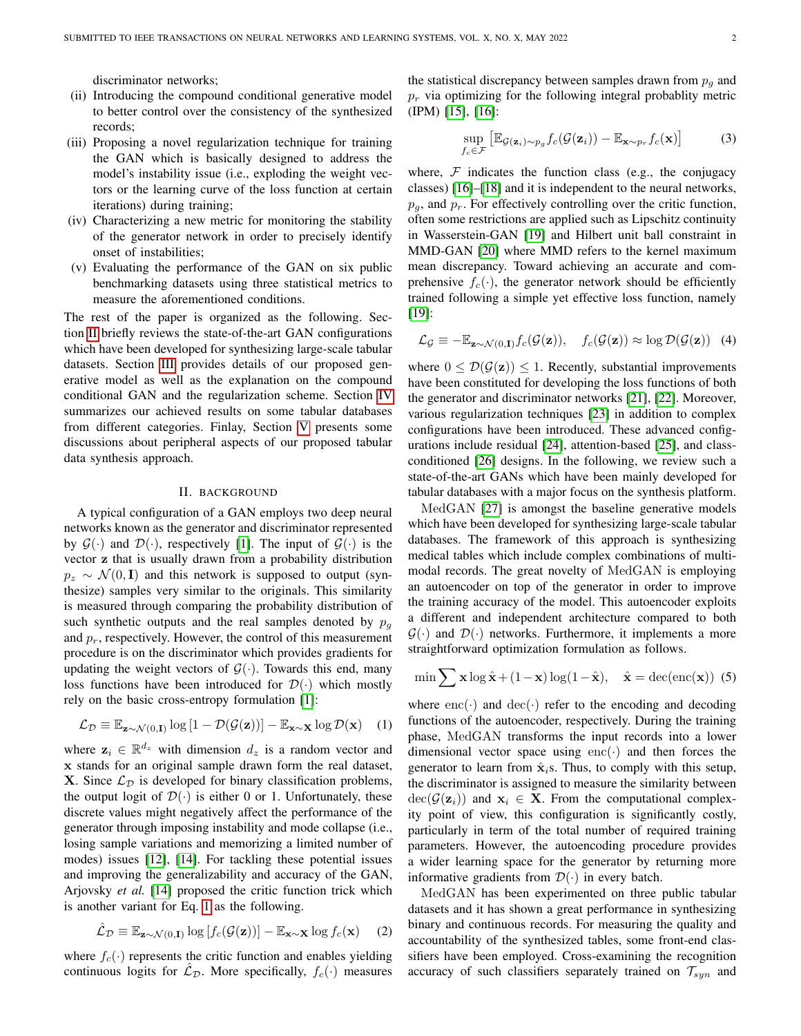discriminator networks;

(ii) Introducing the compound conditional generative model to better control over the consistency of the synthesized records;

(iii) Proposing a novel regularization technique for training the GAN which is basically designed to address the model's instability issue (i.e., exploding the weight vectors or the learning curve of the loss function at certain iterations) during training;

(iv) Characterizing a new metric for monitoring the stability of the generator network in order to precisely identify onset of instabilities;

(v) Evaluating the performance of the GAN on six public benchmarking datasets using three statistical metrics to measure the aforementioned conditions.

The rest of the paper is organized as the following. Section II briefly reviews the state-of-the-art GAN configurations which have been developed for synthesizing large-scale tabular datasets. Section III provides details of our proposed generative model as well as the explanation on the compound conditional GAN and the regularization scheme. Section IV summarizes our achieved results on some tabular databases from different categories. Finlay, Section V presents some discussions about peripheral aspects of our proposed tabular data synthesis approach.

## II. Background

A typical configuration of a GAN employs two deep neural networks known as the generator and discriminator represented by $\mathcal{G}(\cdot)$ and $\mathcal{D}(\cdot)$, respectively [1]. The input of $\mathcal{G}(\cdot)$ is the vector $\mathbf{z}$ that is usually drawn from a probability distribution $p_z \sim \mathcal{N}(0, \mathbf{I})$ and this network is supposed to output (synthesize) samples very similar to the originals. This similarity is measured through comparing the probability distribution of such synthetic outputs and the real samples denoted by $p_g$ and $p_r$, respectively. However, the control of this measurement procedure is on the discriminator which provides gradients for updating the weight vectors of $\mathcal{G}(\cdot)$. Towards this end, many loss functions have been introduced for $\mathcal{D}(\cdot)$ which mostly rely on the basic cross-entropy formulation [1]:

$$\mathcal{L}_{\mathcal{D}} \equiv \mathbb{E}_{\mathbf{z}\sim\mathcal{N}(0,\mathbf{I})} \log\left[1 - \mathcal{D}(\mathcal{G}(\mathbf{z}))\right] - \mathbb{E}_{\mathbf{x}\sim\mathbf{X}} \log \mathcal{D}(\mathbf{x}) \quad (1)$$

where $\mathbf{z}_i \in \mathbb{R}^{d_z}$ with dimension $d_z$ is a random vector and $\mathbf{x}$ stands for an original sample drawn form the real dataset, $\mathbf{X}$. Since $\mathcal{L}_{\mathcal{D}}$ is developed for binary classification problems, the output logit of $\mathcal{D}(\cdot)$ is either 0 or 1. Unfortunately, these discrete values might negatively affect the performance of the generator through imposing instability and mode collapse (i.e., losing sample variations and memorizing a limited number of modes) issues [12], [14]. For tackling these potential issues and improving the generalizability and accuracy of the GAN, Arjovsky *et al.* [14] proposed the critic function trick which is another variant for Eq. 1 as the following.

$$\hat{\mathcal{L}}_{\mathcal{D}} \equiv \mathbb{E}_{\mathbf{z}\sim\mathcal{N}(0,\mathbf{I})} \log\left[f_c(\mathcal{G}(\mathbf{z}))\right] - \mathbb{E}_{\mathbf{x}\sim\mathbf{X}} \log f_c(\mathbf{x}) \quad (2)$$

where $f_c(\cdot)$ represents the critic function and enables yielding continuous logits for $\hat{\mathcal{L}}_{\mathcal{D}}$. More specifically, $f_c(\cdot)$ measures the statistical discrepancy between samples drawn from $p_g$ and $p_r$ via optimizing for the following integral probablity metric (IPM) [15], [16]:

$$\sup_{f_c \in \mathcal{F}} \left[\mathbb{E}_{\mathcal{G}(\mathbf{z}_i)\sim p_g} f_c(\mathcal{G}(\mathbf{z}_i)) - \mathbb{E}_{\mathbf{x}\sim p_r} f_c(\mathbf{x})\right] \quad (3)$$

where, $\mathcal{F}$ indicates the function class (e.g., the conjugacy classes) [16]–[18] and it is independent to the neural networks, $p_g$, and $p_r$. For effectively controlling over the critic function, often some restrictions are applied such as Lipschitz continuity in Wasserstein-GAN [19] and Hilbert unit ball constraint in MMD-GAN [20] where MMD refers to the kernel maximum mean discrepancy. Toward achieving an accurate and comprehensive $f_c(\cdot)$, the generator network should be efficiently trained following a simple yet effective loss function, namely [19]:

$$\mathcal{L}_{\mathcal{G}} \equiv -\mathbb{E}_{\mathbf{z}\sim\mathcal{N}(0,\mathbf{I})} f_c(\mathcal{G}(\mathbf{z})), \quad f_c(\mathcal{G}(\mathbf{z})) \approx \log \mathcal{D}(\mathcal{G}(\mathbf{z})) \quad (4)$$

where $0 \leq \mathcal{D}(\mathcal{G}(\mathbf{z})) \leq 1$. Recently, substantial improvements have been constituted for developing the loss functions of both the generator and discriminator networks [21], [22]. Moreover, various regularization techniques [23] in addition to complex configurations have been introduced. These advanced configurations include residual [24], attention-based [25], and class-conditioned [26] designs. In the following, we review such a state-of-the-art GANs which have been mainly developed for tabular databases with a major focus on the synthesis platform.

MedGAN [27] is amongst the baseline generative models which have been developed for synthesizing large-scale tabular databases. The framework of this approach is synthesizing medical tables which include complex combinations of multimodal records. The great novelty of MedGAN is employing an autoencoder on top of the generator in order to improve the training accuracy of the model. This autoencoder exploits a different and independent architecture compared to both $\mathcal{G}(\cdot)$ and $\mathcal{D}(\cdot)$ networks. Furthermore, it implements a more straightforward optimization formulation as follows.

$$\min \sum \mathbf{x} \log \hat{\mathbf{x}} + (1-\mathbf{x}) \log(1-\hat{\mathbf{x}}), \quad \hat{\mathbf{x}} = \mathrm{dec}(\mathrm{enc}(\mathbf{x})) \quad (5)$$

where $\mathrm{enc}(\cdot)$ and $\mathrm{dec}(\cdot)$ refer to the encoding and decoding functions of the autoencoder, respectively. During the training phase, MedGAN transforms the input records into a lower dimensional vector space using $\mathrm{enc}(\cdot)$ and then forces the generator to learn from $\hat{\mathbf{x}}_i$s. Thus, to comply with this setup, the discriminator is assigned to measure the similarity between $\mathrm{dec}(\mathcal{G}(\mathbf{z}_i))$ and $\mathbf{x}_i \in \mathbf{X}$. From the computational complexity point of view, this configuration is significantly costly, particularly in term of the total number of required training parameters. However, the autoencoding procedure provides a wider learning space for the generator by returning more informative gradients from $\mathcal{D}(\cdot)$ in every batch.

MedGAN has been experimented on three public tabular datasets and it has shown a great performance in synthesizing binary and continuous records. For measuring the quality and accountability of the synthesized tables, some front-end classifiers have been employed. Cross-examining the recognition accuracy of such classifiers separately trained on $\mathcal{T}_{syn}$ and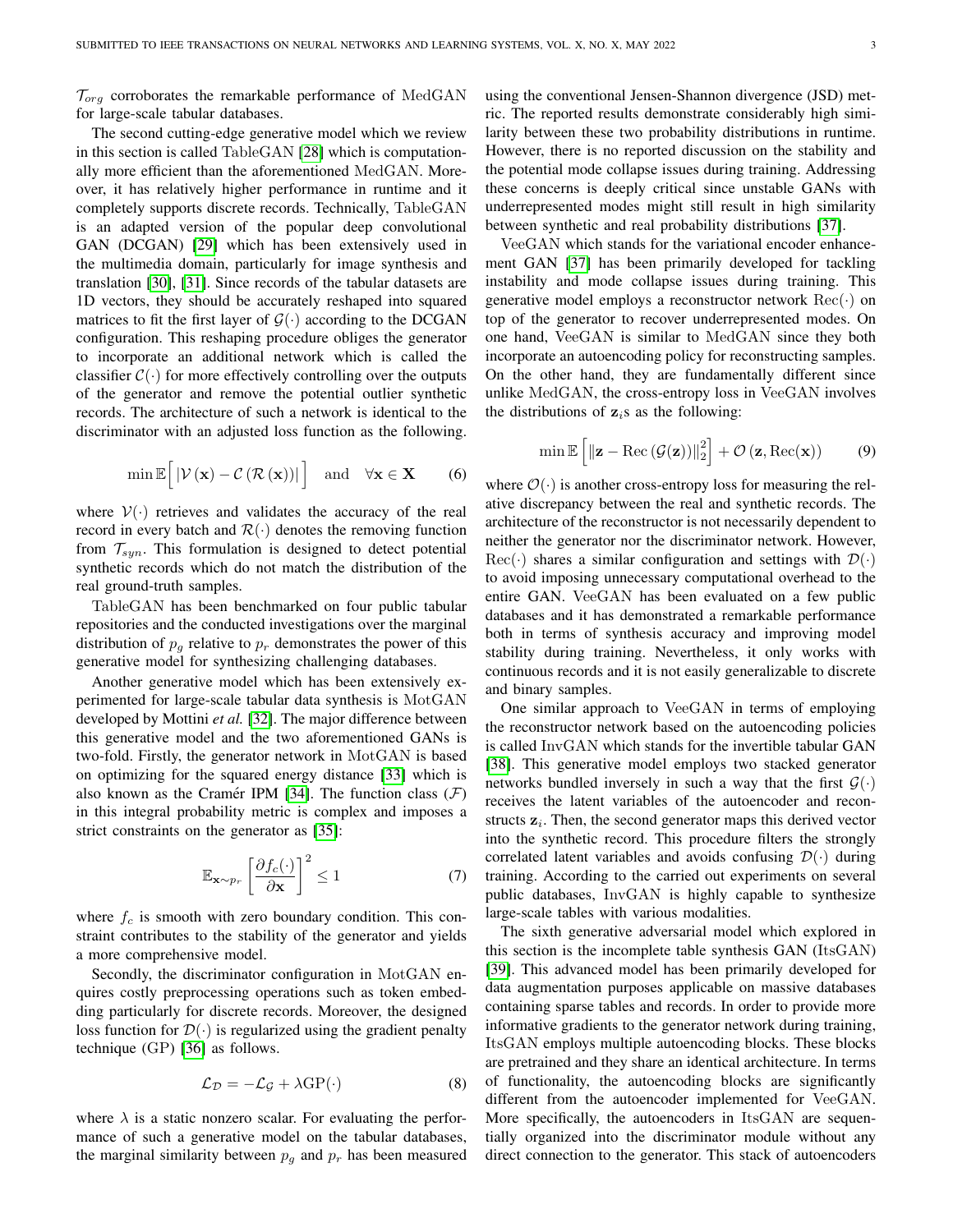$\mathcal{T}_{org}$ corroborates the remarkable performance of $\mathrm{MedGAN}$ for large-scale tabular databases.

The second cutting-edge generative model which we review in this section is called $\mathrm{TableGAN}$ [28] which is computationally more efficient than the aforementioned $\mathrm{MedGAN}$. Moreover, it has relatively higher performance in runtime and it completely supports discrete records. Technically, $\mathrm{TableGAN}$ is an adapted version of the popular deep convolutional GAN (DCGAN) [29] which has been extensively used in the multimedia domain, particularly for image synthesis and translation [30], [31]. Since records of the tabular datasets are 1D vectors, they should be accurately reshaped into squared matrices to fit the first layer of $\mathcal{G}(\cdot)$ according to the DCGAN configuration. This reshaping procedure obliges the generator to incorporate an additional network which is called the classifier $\mathcal{C}(\cdot)$ for more effectively controlling over the outputs of the generator and remove the potential outlier synthetic records. The architecture of such a network is identical to the discriminator with an adjusted loss function as the following.

$$\min \mathbb{E}\Big[\left|\mathcal{V}\left(\mathbf{x}\right)-\mathcal{C}\left(\mathcal{R}\left(\mathbf{x}\right)\right)\right|\Big] \quad \text{and} \quad \forall \mathbf{x} \in \mathbf{X} \tag{6}$$

where $\mathcal{V}(\cdot)$ retrieves and validates the accuracy of the real record in every batch and $\mathcal{R}(\cdot)$ denotes the removing function from $\mathcal{T}_{syn}$. This formulation is designed to detect potential synthetic records which do not match the distribution of the real ground-truth samples.

$\mathrm{TableGAN}$ has been benchmarked on four public tabular repositories and the conducted investigations over the marginal distribution of $p_g$ relative to $p_r$ demonstrates the power of this generative model for synthesizing challenging databases.

Another generative model which has been extensively experimented for large-scale tabular data synthesis is $\mathrm{MotGAN}$ developed by Mottini *et al.* [32]. The major difference between this generative model and the two aforementioned GANs is two-fold. Firstly, the generator network in $\mathrm{MotGAN}$ is based on optimizing for the squared energy distance [33] which is also known as the Cramér IPM [34]. The function class ($\mathcal{F}$) in this integral probability metric is complex and imposes a strict constraints on the generator as [35]:

$$\mathbb{E}_{\mathbf{x}\sim p_r}\left[\frac{\partial f_c(\cdot)}{\partial \mathbf{x}}\right]^2 \leq 1 \tag{7}$$

where $f_c$ is smooth with zero boundary condition. This constraint contributes to the stability of the generator and yields a more comprehensive model.

Secondly, the discriminator configuration in $\mathrm{MotGAN}$ enquires costly preprocessing operations such as token embedding particularly for discrete records. Moreover, the designed loss function for $\mathcal{D}(\cdot)$ is regularized using the gradient penalty technique (GP) [36] as follows.

$$\mathcal{L}_{\mathcal{D}} = -\mathcal{L}_{\mathcal{G}} + \lambda \mathrm{GP}(\cdot) \tag{8}$$

where $\lambda$ is a static nonzero scalar. For evaluating the performance of such a generative model on the tabular databases, the marginal similarity between $p_g$ and $p_r$ has been measured using the conventional Jensen-Shannon divergence (JSD) metric. The reported results demonstrate considerably high similarity between these two probability distributions in runtime. However, there is no reported discussion on the stability and the potential mode collapse issues during training. Addressing these concerns is deeply critical since unstable GANs with underrepresented modes might still result in high similarity between synthetic and real probability distributions [37].

$\mathrm{VeeGAN}$ which stands for the variational encoder enhancement GAN [37] has been primarily developed for tackling instability and mode collapse issues during training. This generative model employs a reconstructor network $\mathrm{Rec}(\cdot)$ on top of the generator to recover underrepresented modes. On one hand, $\mathrm{VeeGAN}$ is similar to $\mathrm{MedGAN}$ since they both incorporate an autoencoding policy for reconstructing samples. On the other hand, they are fundamentally different since unlike $\mathrm{MedGAN}$, the cross-entropy loss in $\mathrm{VeeGAN}$ involves the distributions of $\mathbf{z}_i$s as the following:

$$\min \mathbb{E}\left[\left\|\mathbf{z}-\mathrm{Rec}\left(\mathcal{G}(\mathbf{z})\right)\right\|_2^2\right] + \mathcal{O}\left(\mathbf{z}, \mathrm{Rec}(\mathbf{x})\right) \tag{9}$$

where $\mathcal{O}(\cdot)$ is another cross-entropy loss for measuring the relative discrepancy between the real and synthetic records. The architecture of the reconstructor is not necessarily dependent to neither the generator nor the discriminator network. However, $\mathrm{Rec}(\cdot)$ shares a similar configuration and settings with $\mathcal{D}(\cdot)$ to avoid imposing unnecessary computational overhead to the entire GAN. $\mathrm{VeeGAN}$ has been evaluated on a few public databases and it has demonstrated a remarkable performance both in terms of synthesis accuracy and improving model stability during training. Nevertheless, it only works with continuous records and it is not easily generalizable to discrete and binary samples.

One similar approach to $\mathrm{VeeGAN}$ in terms of employing the reconstructor network based on the autoencoding policies is called $\mathrm{InvGAN}$ which stands for the invertible tabular GAN [38]. This generative model employs two stacked generator networks bundled inversely in such a way that the first $\mathcal{G}(\cdot)$ receives the latent variables of the autoencoder and reconstructs $\mathbf{z}_i$. Then, the second generator maps this derived vector into the synthetic record. This procedure filters the strongly correlated latent variables and avoids confusing $\mathcal{D}(\cdot)$ during training. According to the carried out experiments on several public databases, $\mathrm{InvGAN}$ is highly capable to synthesize large-scale tables with various modalities.

The sixth generative adversarial model which explored in this section is the incomplete table synthesis GAN ($\mathrm{ItsGAN}$) [39]. This advanced model has been primarily developed for data augmentation purposes applicable on massive databases containing sparse tables and records. In order to provide more informative gradients to the generator network during training, $\mathrm{ItsGAN}$ employs multiple autoencoding blocks. These blocks are pretrained and they share an identical architecture. In terms of functionality, the autoencoding blocks are significantly different from the autoencoder implemented for $\mathrm{VeeGAN}$. More specifically, the autoencoders in $\mathrm{ItsGAN}$ are sequentially organized into the discriminator module without any direct connection to the generator. This stack of autoencoders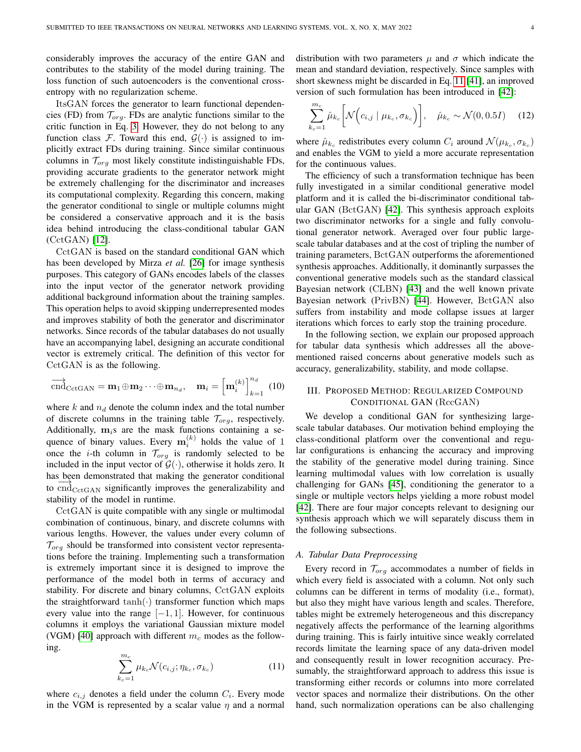considerably improves the accuracy of the entire GAN and contributes to the stability of the model during training. The loss function of such autoencoders is the conventional cross-entropy with no regularization scheme.

ItsGAN forces the generator to learn functional dependencies (FD) from $\mathcal{T}_{org}$. FDs are analytic functions similar to the critic function in Eq. 3. However, they do not belong to any function class $\mathcal{F}$. Toward this end, $\mathcal{G}(\cdot)$ is assigned to implicitly extract FDs during training. Since similar continuous columns in $\mathcal{T}_{org}$ most likely constitute indistinguishable FDs, providing accurate gradients to the generator network might be extremely challenging for the discriminator and increases its computational complexity. Regarding this concern, making the generator conditional to single or multiple columns might be considered a conservative approach and it is the basis idea behind introducing the class-conditional tabular GAN (CctGAN) [12].

CctGAN is based on the standard conditional GAN which has been developed by Mirza *et al.* [26] for image synthesis purposes. This category of GANs encodes labels of the classes into the input vector of the generator network providing additional background information about the training samples. This operation helps to avoid skipping underrepresented modes and improves stability of both the generator and discriminator networks. Since records of the tabular databases do not usually have an accompanying label, designing an accurate conditional vector is extremely critical. The definition of this vector for CctGAN is as the following.

$$\overrightarrow{\text{cnd}}_{\text{CctGAN}} = \mathbf{m}_1 \oplus \mathbf{m}_2 \cdots \oplus \mathbf{m}_{n_d}, \quad \mathbf{m}_i = \left[\mathbf{m}_i^{(k)}\right]_{k=1}^{n_d} \quad (10)$$

where $k$ and $n_d$ denote the column index and the total number of discrete columns in the training table $\mathcal{T}_{org}$, respectively. Additionally, $\mathbf{m}_i$s are the mask functions containing a sequence of binary values. Every $\mathbf{m}_i^{(k)}$ holds the value of 1 once the $i$-th column in $\mathcal{T}_{org}$ is randomly selected to be included in the input vector of $\mathcal{G}(\cdot)$, otherwise it holds zero. It has been demonstrated that making the generator conditional to $\overrightarrow{\text{cnd}}_{\text{CctGAN}}$ significantly improves the generalizability and stability of the model in runtime.

CctGAN is quite compatible with any single or multimodal combination of continuous, binary, and discrete columns with various lengths. However, the values under every column of $\mathcal{T}_{org}$ should be transformed into consistent vector representations before the training. Implementing such a transformation is extremely important since it is designed to improve the performance of the model both in terms of accuracy and stability. For discrete and binary columns, CctGAN exploits the straightforward $\tanh(\cdot)$ transformer function which maps every value into the range $[-1, 1]$. However, for continuous columns it employs the variational Gaussian mixture model (VGM) [40] approach with different $m_c$ modes as the following.

$$\sum_{k_c=1}^{m_c} \mu_{k_c} \mathcal{N}(c_{i,j}; \eta_{k_c}, \sigma_{k_c}) \quad (11)$$

where $c_{i,j}$ denotes a field under the column $C_i$. Every mode in the VGM is represented by a scalar value $\eta$ and a normal distribution with two parameters $\mu$ and $\sigma$ which indicate the mean and standard deviation, respectively. Since samples with short skewness might be discarded in Eq. 11 [41], an improved version of such formulation has been introduced in [42]:

$$\sum_{k_c=1}^{m_c} \hat{\mu}_{k_c} \left[\mathcal{N}\Big(c_{i,j} \mid \mu_{k_c}, \sigma_{k_c}\Big)\right], \quad \hat{\mu}_{k_c} \sim \mathcal{N}(0, 0.5I) \quad (12)$$

where $\hat{\mu}_{k_c}$ redistributes every column $C_i$ around $\mathcal{N}(\mu_{k_c}, \sigma_{k_c})$ and enables the VGM to yield a more accurate representation for the continuous values.

The efficiency of such a transformation technique has been fully investigated in a similar conditional generative model platform and it is called the bi-discriminator conditional tabular GAN (BctGAN) [42]. This synthesis approach exploits two discriminator networks for a single and fully convolutional generator network. Averaged over four public large-scale tabular databases and at the cost of tripling the number of training parameters, BctGAN outperforms the aforementioned synthesis approaches. Additionally, it dominantly surpasses the conventional generative models such as the standard classical Bayesian network (CLBN) [43] and the well known private Bayesian network (PrivBN) [44]. However, BctGAN also suffers from instability and mode collapse issues at larger iterations which forces to early stop the training procedure.

In the following section, we explain our proposed approach for tabular data synthesis which addresses all the above-mentioned raised concerns about generative models such as accuracy, generalizability, stability, and mode collapse.

## III. Proposed Method: Regularized Compound Conditional GAN (RccGAN)

We develop a conditional GAN for synthesizing large-scale tabular databases. Our motivation behind employing the class-conditional platform over the conventional and regular configurations is enhancing the accuracy and improving the stability of the generative model during training. Since learning multimodal values with low correlation is usually challenging for GANs [45], conditioning the generator to a single or multiple vectors helps yielding a more robust model [42]. There are four major concepts relevant to designing our synthesis approach which we will separately discuss them in the following subsections.

### A. Tabular Data Preprocessing

Every record in $\mathcal{T}_{org}$ accommodates a number of fields in which every field is associated with a column. Not only such columns can be different in terms of modality (i.e., format), but also they might have various length and scales. Therefore, tables might be extremely heterogeneous and this discrepancy negatively affects the performance of the learning algorithms during training. This is fairly intuitive since weakly correlated records limitate the learning space of any data-driven model and consequently result in lower recognition accuracy. Presumably, the straightforward approach to address this issue is transforming either records or columns into more correlated vector spaces and normalize their distributions. On the other hand, such normalization operations can be also challenging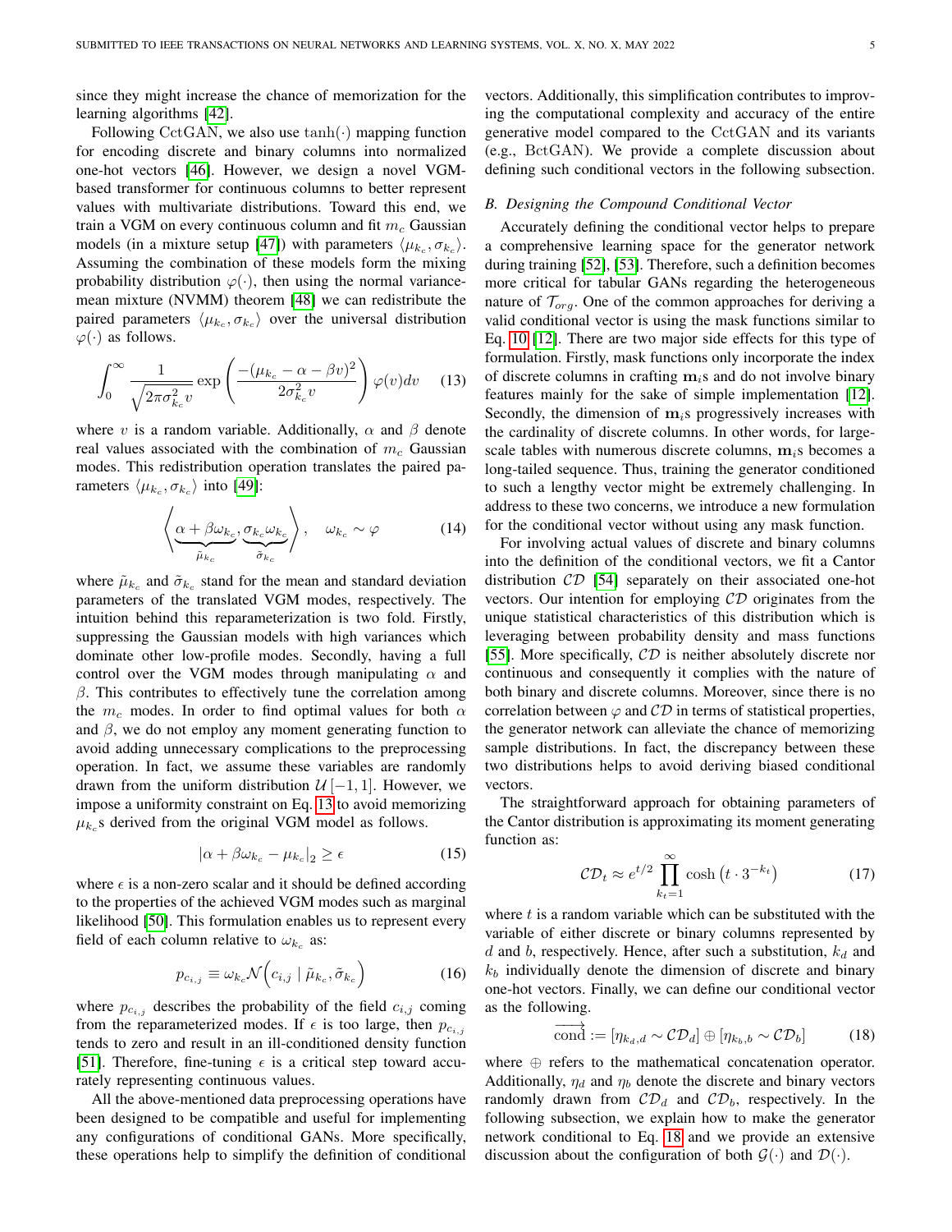since they might increase the chance of memorization for the learning algorithms [42].

Following CctGAN, we also use $\tanh(\cdot)$ mapping function for encoding discrete and binary columns into normalized one-hot vectors [46]. However, we design a novel VGM-based transformer for continuous columns to better represent values with multivariate distributions. Toward this end, we train a VGM on every continuous column and fit $m_c$ Gaussian models (in a mixture setup [47]) with parameters $\langle \mu_{k_c}, \sigma_{k_c} \rangle$. Assuming the combination of these models form the mixing probability distribution $\varphi(\cdot)$, then using the normal variance-mean mixture (NVMM) theorem [48] we can redistribute the paired parameters $\langle \mu_{k_c}, \sigma_{k_c} \rangle$ over the universal distribution $\varphi(\cdot)$ as follows.

$$\int_0^\infty \frac{1}{\sqrt{2\pi\sigma_{k_c}^2 v}} \exp\left(\frac{-(\mu_{k_c} - \alpha - \beta v)^2}{2\sigma_{k_c}^2 v}\right) \varphi(v) dv \quad (13)$$

where $v$ is a random variable. Additionally, $\alpha$ and $\beta$ denote real values associated with the combination of $m_c$ Gaussian modes. This redistribution operation translates the paired parameters $\langle \mu_{k_c}, \sigma_{k_c} \rangle$ into [49]:

$$\left\langle \underbrace{\alpha + \beta\omega_{k_c}}_{\tilde{\mu}_{k_c}}, \underbrace{\sigma_{k_c}\omega_{k_c}}_{\tilde{\sigma}_{k_c}} \right\rangle, \quad \omega_{k_c} \sim \varphi \quad (14)$$

where $\tilde{\mu}_{k_c}$ and $\tilde{\sigma}_{k_c}$ stand for the mean and standard deviation parameters of the translated VGM modes, respectively. The intuition behind this reparameterization is two fold. Firstly, suppressing the Gaussian models with high variances which dominate other low-profile modes. Secondly, having a full control over the VGM modes through manipulating $\alpha$ and $\beta$. This contributes to effectively tune the correlation among the $m_c$ modes. In order to find optimal values for both $\alpha$ and $\beta$, we do not employ any moment generating function to avoid adding unnecessary complications to the preprocessing operation. In fact, we assume these variables are randomly drawn from the uniform distribution $\mathcal{U}[-1, 1]$. However, we impose a uniformity constraint on Eq. 13 to avoid memorizing $\mu_{k_c}$s derived from the original VGM model as follows.

$$|\alpha + \beta\omega_{k_c} - \mu_{k_c}|_2 \geq \epsilon \quad (15)$$

where $\epsilon$ is a non-zero scalar and it should be defined according to the properties of the achieved VGM modes such as marginal likelihood [50]. This formulation enables us to represent every field of each column relative to $\omega_{k_c}$ as:

$$p_{c_{i,j}} \equiv \omega_{k_c} \mathcal{N}\Big(c_{i,j} \mid \tilde{\mu}_{k_c}, \tilde{\sigma}_{k_c}\Big) \quad (16)$$

where $p_{c_{i,j}}$ describes the probability of the field $c_{i,j}$ coming from the reparameterized modes. If $\epsilon$ is too large, then $p_{c_{i,j}}$ tends to zero and result in an ill-conditioned density function [51]. Therefore, fine-tuning $\epsilon$ is a critical step toward accurately representing continuous values.

All the above-mentioned data preprocessing operations have been designed to be compatible and useful for implementing any configurations of conditional GANs. More specifically, these operations help to simplify the definition of conditional vectors. Additionally, this simplification contributes to improving the computational complexity and accuracy of the entire generative model compared to the CctGAN and its variants (e.g., BctGAN). We provide a complete discussion about defining such conditional vectors in the following subsection.

### B. Designing the Compound Conditional Vector

Accurately defining the conditional vector helps to prepare a comprehensive learning space for the generator network during training [52], [53]. Therefore, such a definition becomes more critical for tabular GANs regarding the heterogeneous nature of $\mathcal{T}_{org}$. One of the common approaches for deriving a valid conditional vector is using the mask functions similar to Eq. 10 [12]. There are two major side effects for this type of formulation. Firstly, mask functions only incorporate the index of discrete columns in crafting $\mathbf{m}_i$s and do not involve binary features mainly for the sake of simple implementation [12]. Secondly, the dimension of $\mathbf{m}_i$s progressively increases with the cardinality of discrete columns. In other words, for large-scale tables with numerous discrete columns, $\mathbf{m}_i$s becomes a long-tailed sequence. Thus, training the generator conditioned to such a lengthy vector might be extremely challenging. In address to these two concerns, we introduce a new formulation for the conditional vector without using any mask function.

For involving actual values of discrete and binary columns into the definition of the conditional vectors, we fit a Cantor distribution $\mathcal{CD}$ [54] separately on their associated one-hot vectors. Our intention for employing $\mathcal{CD}$ originates from the unique statistical characteristics of this distribution which is leveraging between probability density and mass functions [55]. More specifically, $\mathcal{CD}$ is neither absolutely discrete nor continuous and consequently it complies with the nature of both binary and discrete columns. Moreover, since there is no correlation between $\varphi$ and $\mathcal{CD}$ in terms of statistical properties, the generator network can alleviate the chance of memorizing sample distributions. In fact, the discrepancy between these two distributions helps to avoid deriving biased conditional vectors.

The straightforward approach for obtaining parameters of the Cantor distribution is approximating its moment generating function as:

$$\mathcal{CD}_t \approx e^{t/2} \prod_{k_t=1}^{\infty} \cosh\left(t \cdot 3^{-k_t}\right) \quad (17)$$

where $t$ is a random variable which can be substituted with the variable of either discrete or binary columns represented by $d$ and $b$, respectively. Hence, after such a substitution, $k_d$ and $k_b$ individually denote the dimension of discrete and binary one-hot vectors. Finally, we can define our conditional vector as the following.

$$\overrightarrow{\text{cond}} := [\eta_{k_d,d} \sim \mathcal{CD}_d] \oplus [\eta_{k_b,b} \sim \mathcal{CD}_b] \quad (18)$$

where $\oplus$ refers to the mathematical concatenation operator. Additionally, $\eta_d$ and $\eta_b$ denote the discrete and binary vectors randomly drawn from $\mathcal{CD}_d$ and $\mathcal{CD}_b$, respectively. In the following subsection, we explain how to make the generator network conditional to Eq. 18 and we provide an extensive discussion about the configuration of both $\mathcal{G}(\cdot)$ and $\mathcal{D}(\cdot)$.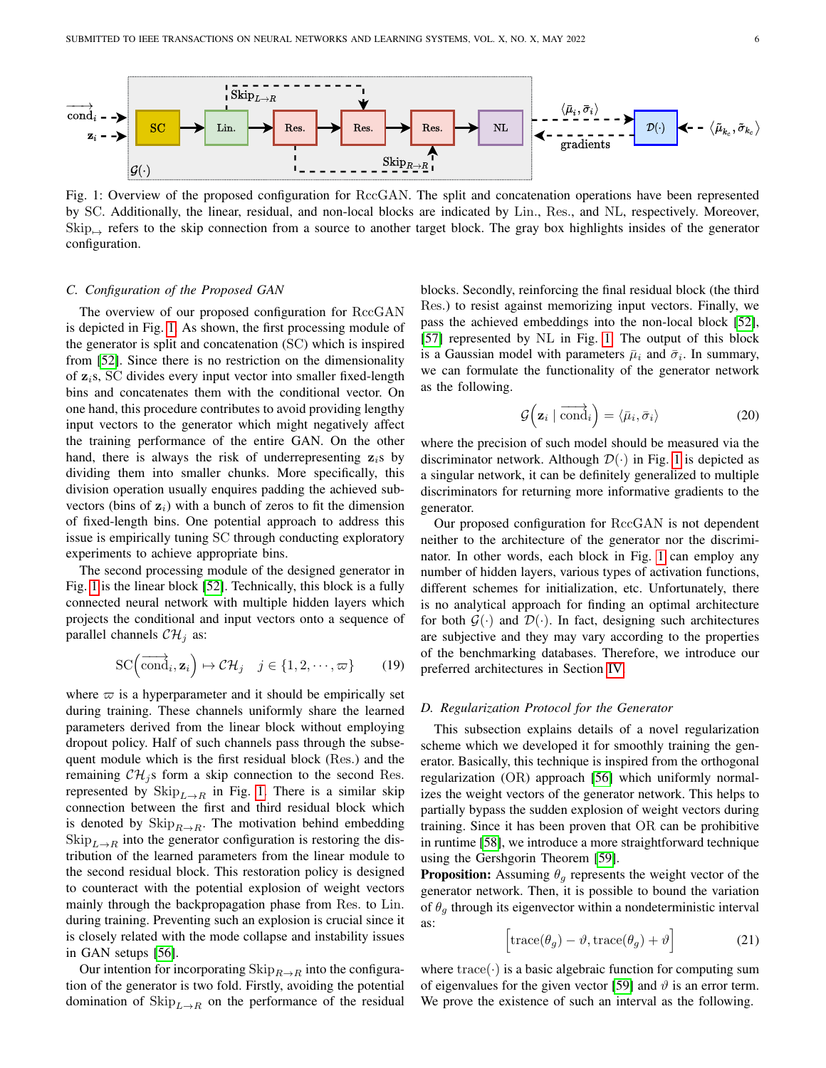Fig. 1: Overview of the proposed configuration for RccGAN. The split and concatenation operations have been represented by SC. Additionally, the linear, residual, and non-local blocks are indicated by Lin., Res., and NL, respectively. Moreover, $\text{Skip}_{\mapsto}$ refers to the skip connection from a source to another target block. The gray box highlights insides of the generator configuration.

### C. Configuration of the Proposed GAN

The overview of our proposed configuration for RccGAN is depicted in Fig. 1. As shown, the first processing module of the generator is split and concatenation (SC) which is inspired from [52]. Since there is no restriction on the dimensionality of $\mathbf{z}_i$s, SC divides every input vector into smaller fixed-length bins and concatenates them with the conditional vector. On one hand, this procedure contributes to avoid providing lengthy input vectors to the generator which might negatively affect the training performance of the entire GAN. On the other hand, there is always the risk of underrepresenting $\mathbf{z}_i$s by dividing them into smaller chunks. More specifically, this division operation usually enquires padding the achieved sub-vectors (bins of $\mathbf{z}_i$) with a bunch of zeros to fit the dimension of fixed-length bins. One potential approach to address this issue is empirically tuning SC through conducting exploratory experiments to achieve appropriate bins.

The second processing module of the designed generator in Fig. 1 is the linear block [52]. Technically, this block is a fully connected neural network with multiple hidden layers which projects the conditional and input vectors onto a sequence of parallel channels $\mathcal{CH}_j$ as:

$$\text{SC}\Big(\overrightarrow{\text{cond}}_i, \mathbf{z}_i\Big) \mapsto \mathcal{CH}_j \quad j \in \{1, 2, \cdots, \varpi\} \tag{19}$$

where $\varpi$ is a hyperparameter and it should be empirically set during training. These channels uniformly share the learned parameters derived from the linear block without employing dropout policy. Half of such channels pass through the subsequent module which is the first residual block (Res.) and the remaining $\mathcal{CH}_j$s form a skip connection to the second Res. represented by $\text{Skip}_{L \to R}$ in Fig. 1. There is a similar skip connection between the first and third residual block which is denoted by $\text{Skip}_{R \to R}$. The motivation behind embedding $\text{Skip}_{L \to R}$ into the generator configuration is restoring the distribution of the learned parameters from the linear module to the second residual block. This restoration policy is designed to counteract with the potential explosion of weight vectors mainly through the backpropagation phase from Res. to Lin. during training. Preventing such an explosion is crucial since it is closely related with the mode collapse and instability issues in GAN setups [56].

Our intention for incorporating $\text{Skip}_{R \to R}$ into the configuration of the generator is two fold. Firstly, avoiding the potential domination of $\text{Skip}_{L \to R}$ on the performance of the residual blocks. Secondly, reinforcing the final residual block (the third Res.) to resist against memorizing input vectors. Finally, we pass the achieved embeddings into the non-local block [52], [57] represented by NL in Fig. 1. The output of this block is a Gaussian model with parameters $\bar{\mu}_i$ and $\bar{\sigma}_i$. In summary, we can formulate the functionality of the generator network as the following.

$$\mathcal{G}\Big(\mathbf{z}_i \mid \overrightarrow{\text{cond}}_i\Big) = \langle \bar{\mu}_i, \bar{\sigma}_i \rangle \tag{20}$$

where the precision of such model should be measured via the discriminator network. Although $\mathcal{D}(\cdot)$ in Fig. 1 is depicted as a singular network, it can be definitely generalized to multiple discriminators for returning more informative gradients to the generator.

Our proposed configuration for RccGAN is not dependent neither to the architecture of the generator nor the discriminator. In other words, each block in Fig. 1 can employ any number of hidden layers, various types of activation functions, different schemes for initialization, etc. Unfortunately, there is no analytical approach for finding an optimal architecture for both $\mathcal{G}(\cdot)$ and $\mathcal{D}(\cdot)$. In fact, designing such architectures are subjective and they may vary according to the properties of the benchmarking databases. Therefore, we introduce our preferred architectures in Section IV.

### D. Regularization Protocol for the Generator

This subsection explains details of a novel regularization scheme which we developed it for smoothly training the generator. Basically, this technique is inspired from the orthogonal regularization (OR) approach [56] which uniformly normalizes the weight vectors of the generator network. This helps to partially bypass the sudden explosion of weight vectors during training. Since it has been proven that OR can be prohibitive in runtime [58], we introduce a more straightforward technique using the Gershgorin Theorem [59].

**Proposition:** Assuming $\theta_g$ represents the weight vector of the generator network. Then, it is possible to bound the variation of $\theta_g$ through its eigenvector within a nondeterministic interval as:

$$\Big[\text{trace}(\theta_g) - \vartheta, \text{trace}(\theta_g) + \vartheta\Big] \tag{21}$$

where $\text{trace}(\cdot)$ is a basic algebraic function for computing sum of eigenvalues for the given vector [59] and $\vartheta$ is an error term. We prove the existence of such an interval as the following.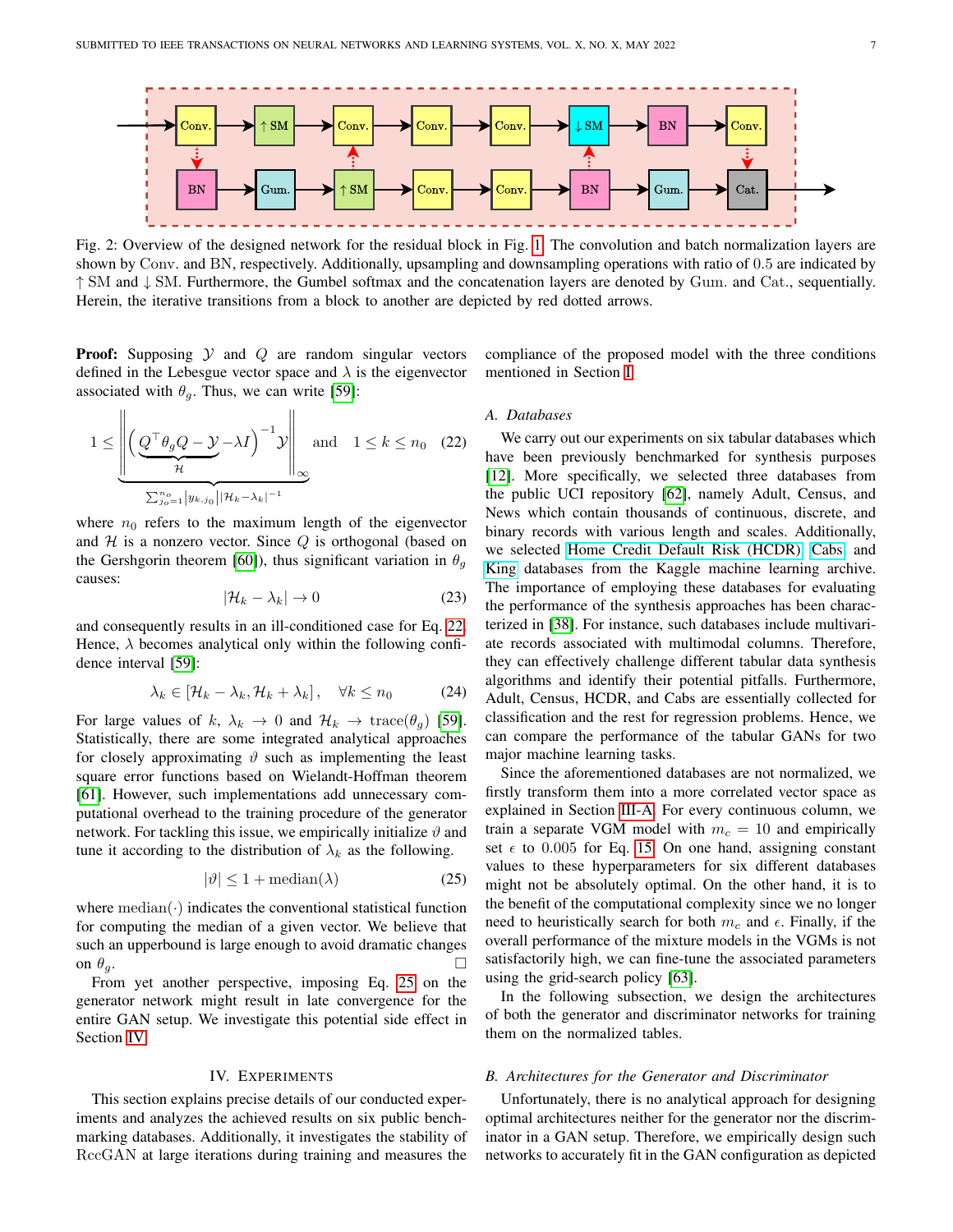Fig. 2: Overview of the designed network for the residual block in Fig. 1. The convolution and batch normalization layers are shown by Conv. and BN, respectively. Additionally, upsampling and downsampling operations with ratio of 0.5 are indicated by ↑ SM and ↓ SM. Furthermore, the Gumbel softmax and the concatenation layers are denoted by Gum. and Cat., sequentially. Herein, the iterative transitions from a block to another are depicted by red dotted arrows.

**Proof:** Supposing $\mathcal{Y}$ and $Q$ are random singular vectors defined in the Lebesgue vector space and $\lambda$ is the eigenvector associated with $\theta_g$. Thus, we can write [59]:

$$1 \leq \underbrace{\left\| \Big( \underbrace{Q^{\top}\theta_g Q - \mathcal{Y}}_{\mathcal{H}} - \lambda I \Big)^{-1} \mathcal{Y} \right\|_{\infty}}_{\sum_{j_o=1}^{n_o} |y_{k,j_0}| |\mathcal{H}_k - \lambda_k|^{-1}} \quad \text{and} \quad 1 \leq k \leq n_0 \tag{22}$$

where $n_0$ refers to the maximum length of the eigenvector and $\mathcal{H}$ is a nonzero vector. Since $Q$ is orthogonal (based on the Gershgorin theorem [60]), thus significant variation in $\theta_g$ causes:

$$|\mathcal{H}_k - \lambda_k| \to 0 \tag{23}$$

and consequently results in an ill-conditioned case for Eq. 22. Hence, $\lambda$ becomes analytical only within the following confidence interval [59]:

$$\lambda_k \in [\mathcal{H}_k - \lambda_k, \mathcal{H}_k + \lambda_k], \quad \forall k \leq n_0 \tag{24}$$

For large values of $k$, $\lambda_k \to 0$ and $\mathcal{H}_k \to \text{trace}(\theta_g)$ [59]. Statistically, there are some integrated analytical approaches for closely approximating $\vartheta$ such as implementing the least square error functions based on Wielandt-Hoffman theorem [61]. However, such implementations add unnecessary computational overhead to the training procedure of the generator network. For tackling this issue, we empirically initialize $\vartheta$ and tune it according to the distribution of $\lambda_k$ as the following.

$$|\vartheta| \leq 1 + \text{median}(\lambda) \tag{25}$$

where $\text{median}(\cdot)$ indicates the conventional statistical function for computing the median of a given vector. We believe that such an upperbound is large enough to avoid dramatic changes on $\theta_g$. □

From yet another perspective, imposing Eq. 25 on the generator network might result in late convergence for the entire GAN setup. We investigate this potential side effect in Section IV.

## IV. Experiments

This section explains precise details of our conducted experiments and analyzes the achieved results on six public benchmarking databases. Additionally, it investigates the stability of RccGAN at large iterations during training and measures the compliance of the proposed model with the three conditions mentioned in Section I.

### A. Databases

We carry out our experiments on six tabular databases which have been previously benchmarked for synthesis purposes [12]. More specifically, we selected three databases from the public UCI repository [62], namely Adult, Census, and News which contain thousands of continuous, discrete, and binary records with various length and scales. Additionally, we selected Home Credit Default Risk (HCDR), Cabs and King databases from the Kaggle machine learning archive. The importance of employing these databases for evaluating the performance of the synthesis approaches has been characterized in [38]. For instance, such databases include multivariate records associated with multimodal columns. Therefore, they can effectively challenge different tabular data synthesis algorithms and identify their potential pitfalls. Furthermore, Adult, Census, HCDR, and Cabs are essentially collected for classification and the rest for regression problems. Hence, we can compare the performance of the tabular GANs for two major machine learning tasks.

Since the aforementioned databases are not normalized, we firstly transform them into a more correlated vector space as explained in Section III-A. For every continuous column, we train a separate VGM model with $m_c = 10$ and empirically set $\epsilon$ to $0.005$ for Eq. 15. On one hand, assigning constant values to these hyperparameters for six different databases might not be absolutely optimal. On the other hand, it is to the benefit of the computational complexity since we no longer need to heuristically search for both $m_c$ and $\epsilon$. Finally, if the overall performance of the mixture models in the VGMs is not satisfactorily high, we can fine-tune the associated parameters using the grid-search policy [63].

In the following subsection, we design the architectures of both the generator and discriminator networks for training them on the normalized tables.

### B. Architectures for the Generator and Discriminator

Unfortunately, there is no analytical approach for designing optimal architectures neither for the generator nor the discriminator in a GAN setup. Therefore, we empirically design such networks to accurately fit in the GAN configuration as depicted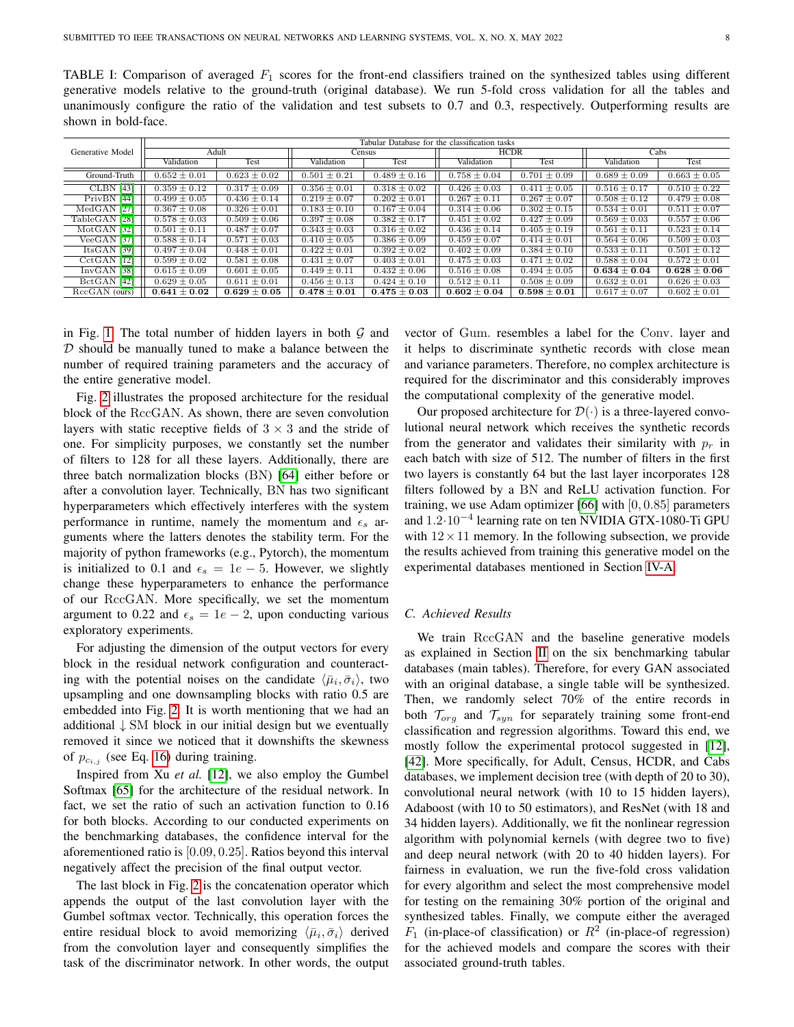TABLE I: Comparison of averaged $F_1$ scores for the front-end classifiers trained on the synthesized tables using different generative models relative to the ground-truth (original database). We run 5-fold cross validation for all the tables and unanimously configure the ratio of the validation and test subsets to 0.7 and 0.3, respectively. Outperforming results are shown in bold-face.

| Generative Model | Tabular Database for the classification tasks | | | | | | | |
|---|---|---|---|---|---|---|---|---|
| | Adult | | Census | | HCDR | | Cabs | |
| | Validation | Test | Validation | Test | Validation | Test | Validation | Test |
| Ground-Truth | $0.652 \pm 0.01$ | $0.623 \pm 0.02$ | $0.501 \pm 0.21$ | $0.489 \pm 0.16$ | $0.758 \pm 0.04$ | $0.701 \pm 0.09$ | $0.689 \pm 0.09$ | $0.663 \pm 0.05$ |
| CLBN [43] | $0.359 \pm 0.12$ | $0.317 \pm 0.09$ | $0.356 \pm 0.01$ | $0.318 \pm 0.02$ | $0.426 \pm 0.03$ | $0.411 \pm 0.05$ | $0.516 \pm 0.17$ | $0.510 \pm 0.22$ |
| PrivBN [44] | $0.499 \pm 0.05$ | $0.436 \pm 0.14$ | $0.219 \pm 0.07$ | $0.202 \pm 0.01$ | $0.267 \pm 0.11$ | $0.267 \pm 0.07$ | $0.508 \pm 0.12$ | $0.479 \pm 0.08$ |
| MedGAN [27] | $0.367 \pm 0.08$ | $0.326 \pm 0.01$ | $0.183 \pm 0.10$ | $0.167 \pm 0.04$ | $0.314 \pm 0.06$ | $0.302 \pm 0.15$ | $0.534 \pm 0.01$ | $0.511 \pm 0.07$ |
| TableGAN [28] | $0.578 \pm 0.03$ | $0.509 \pm 0.06$ | $0.397 \pm 0.08$ | $0.382 \pm 0.17$ | $0.451 \pm 0.02$ | $0.427 \pm 0.09$ | $0.569 \pm 0.03$ | $0.557 \pm 0.06$ |
| MotGAN [32] | $0.501 \pm 0.11$ | $0.487 \pm 0.07$ | $0.343 \pm 0.03$ | $0.316 \pm 0.02$ | $0.436 \pm 0.14$ | $0.405 \pm 0.19$ | $0.561 \pm 0.11$ | $0.523 \pm 0.14$ |
| VeeGAN [37] | $0.588 \pm 0.14$ | $0.571 \pm 0.03$ | $0.410 \pm 0.05$ | $0.386 \pm 0.09$ | $0.459 \pm 0.07$ | $0.414 \pm 0.01$ | $0.564 \pm 0.06$ | $0.509 \pm 0.03$ |
| ItsGAN [39] | $0.497 \pm 0.04$ | $0.448 \pm 0.01$ | $0.422 \pm 0.01$ | $0.392 \pm 0.02$ | $0.402 \pm 0.09$ | $0.384 \pm 0.10$ | $0.533 \pm 0.11$ | $0.501 \pm 0.12$ |
| CctGAN [12] | $0.599 \pm 0.02$ | $0.581 \pm 0.08$ | $0.431 \pm 0.07$ | $0.403 \pm 0.01$ | $0.475 \pm 0.03$ | $0.471 \pm 0.02$ | $0.588 \pm 0.04$ | $0.572 \pm 0.01$ |
| InvGAN [38] | $0.615 \pm 0.09$ | $0.601 \pm 0.05$ | $0.449 \pm 0.11$ | $0.432 \pm 0.06$ | $0.516 \pm 0.08$ | $0.494 \pm 0.05$ | $\mathbf{0.634 \pm 0.04}$ | $\mathbf{0.628 \pm 0.06}$ |
| BctGAN [42] | $0.629 \pm 0.05$ | $0.611 \pm 0.01$ | $0.456 \pm 0.13$ | $0.424 \pm 0.10$ | $0.512 \pm 0.11$ | $0.508 \pm 0.09$ | $0.632 \pm 0.01$ | $0.626 \pm 0.03$ |
| RccGAN (ours) | $\mathbf{0.641 \pm 0.02}$ | $\mathbf{0.629 \pm 0.05}$ | $\mathbf{0.478 \pm 0.01}$ | $\mathbf{0.475 \pm 0.03}$ | $\mathbf{0.602 \pm 0.04}$ | $\mathbf{0.598 \pm 0.01}$ | $0.617 \pm 0.07$ | $0.602 \pm 0.01$ |

in Fig. 1. The total number of hidden layers in both $\mathcal{G}$ and $\mathcal{D}$ should be manually tuned to make a balance between the number of required training parameters and the accuracy of the entire generative model.

Fig. 2 illustrates the proposed architecture for the residual block of the RccGAN. As shown, there are seven convolution layers with static receptive fields of $3 \times 3$ and the stride of one. For simplicity purposes, we constantly set the number of filters to 128 for all these layers. Additionally, there are three batch normalization blocks (BN) [64] either before or after a convolution layer. Technically, BN has two significant hyperparameters which effectively interferes with the system performance in runtime, namely the momentum and $\epsilon_s$ arguments where the latters denotes the stability term. For the majority of python frameworks (e.g., Pytorch), the momentum is initialized to 0.1 and $\epsilon_s = 1e-5$. However, we slightly change these hyperparameters to enhance the performance of our RccGAN. More specifically, we set the momentum argument to 0.22 and $\epsilon_s = 1e-2$, upon conducting various exploratory experiments.

For adjusting the dimension of the output vectors for every block in the residual network configuration and counteracting with the potential noises on the candidate $\langle \bar{\mu}_i, \bar{\sigma}_i \rangle$, two upsampling and one downsampling blocks with ratio 0.5 are embedded into Fig. 2. It is worth mentioning that we had an additional $\downarrow$ SM block in our initial design but we eventually removed it since we noticed that it downshifts the skewness of $p_{c_{i,j}}$ (see Eq. 16) during training.

Inspired from Xu *et al.* [12], we also employ the Gumbel Softmax [65] for the architecture of the residual network. In fact, we set the ratio of such an activation function to 0.16 for both blocks. According to our conducted experiments on the benchmarking databases, the confidence interval for the aforementioned ratio is $[0.09, 0.25]$. Ratios beyond this interval negatively affect the precision of the final output vector.

The last block in Fig. 2 is the concatenation operator which appends the output of the last convolution layer with the Gumbel softmax vector. Technically, this operation forces the entire residual block to avoid memorizing $\langle \bar{\mu}_i, \bar{\sigma}_i \rangle$ derived from the convolution layer and consequently simplifies the task of the discriminator network. In other words, the output vector of Gum. resembles a label for the Conv. layer and it helps to discriminate synthetic records with close mean and variance parameters. Therefore, no complex architecture is required for the discriminator and this considerably improves the computational complexity of the generative model.

Our proposed architecture for $\mathcal{D}(\cdot)$ is a three-layered convolutional neural network which receives the synthetic records from the generator and validates their similarity with $p_r$ in each batch with size of 512. The number of filters in the first two layers is constantly 64 but the last layer incorporates 128 filters followed by a BN and ReLU activation function. For training, we use Adam optimizer [66] with $[0, 0.85]$ parameters and $1.2 \cdot 10^{-4}$ learning rate on ten NVIDIA GTX-1080-Ti GPU with $12 \times 11$ memory. In the following subsection, we provide the results achieved from training this generative model on the experimental databases mentioned in Section IV-A.

### C. Achieved Results

We train RccGAN and the baseline generative models as explained in Section II on the six benchmarking tabular databases (main tables). Therefore, for every GAN associated with an original database, a single table will be synthesized. Then, we randomly select 70% of the entire records in both $\mathcal{T}_{org}$ and $\mathcal{T}_{syn}$ for separately training some front-end classification and regression algorithms. Toward this end, we mostly follow the experimental protocol suggested in [12], [42]. More specifically, for Adult, Census, HCDR, and Cabs databases, we implement decision tree (with depth of 20 to 30), convolutional neural network (with 10 to 15 hidden layers), Adaboost (with 10 to 50 estimators), and ResNet (with 18 and 34 hidden layers). Additionally, we fit the nonlinear regression algorithm with polynomial kernels (with degree two to five) and deep neural network (with 20 to 40 hidden layers). For fairness in evaluation, we run the five-fold cross validation for every algorithm and select the most comprehensive model for testing on the remaining 30% portion of the original and synthesized tables. Finally, we compute either the averaged $F_1$ (in-place-of classification) or $R^2$ (in-place-of regression) for the achieved models and compare the scores with their associated ground-truth tables.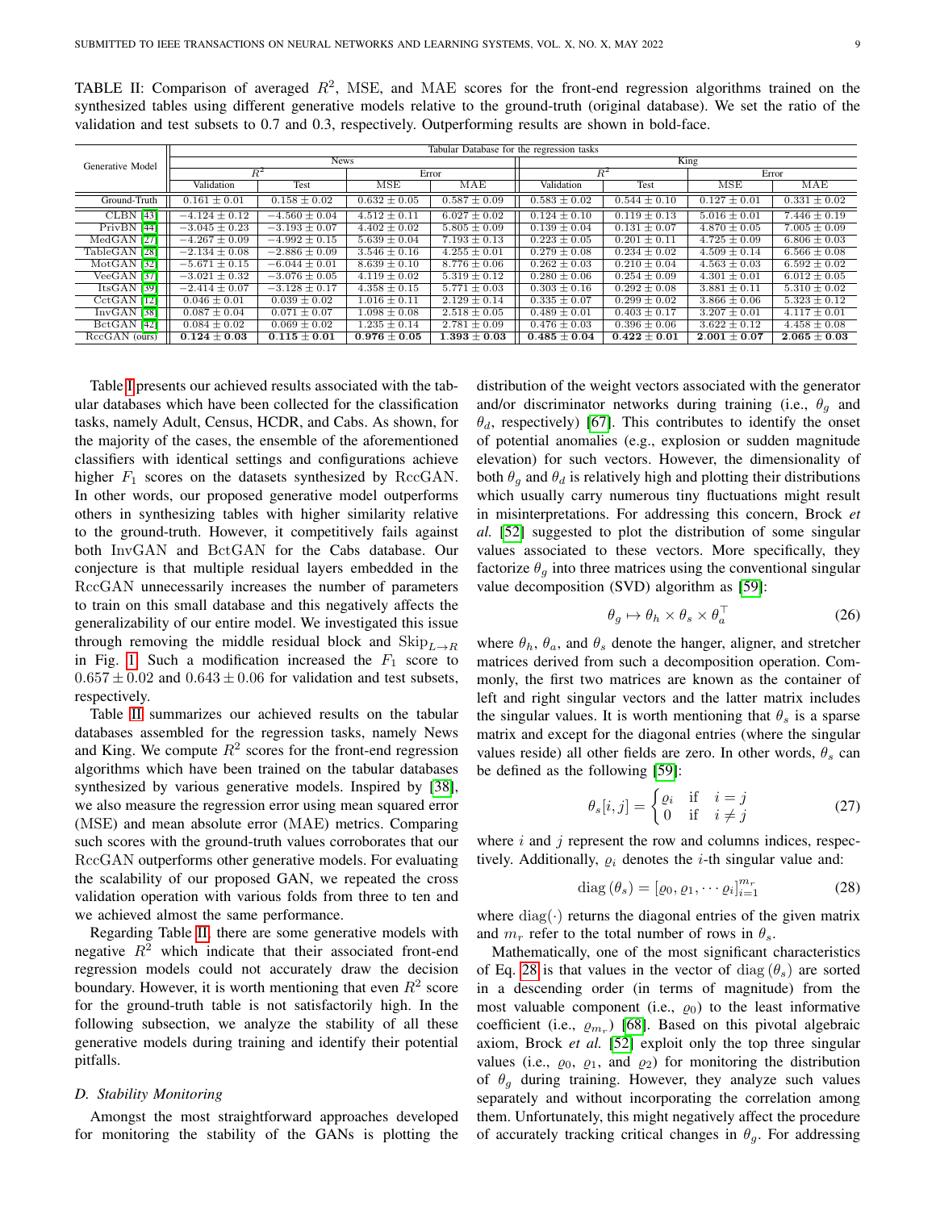TABLE II: Comparison of averaged $R^2$, MSE, and MAE scores for the front-end regression algorithms trained on the synthesized tables using different generative models relative to the ground-truth (original database). We set the ratio of the validation and test subsets to 0.7 and 0.3, respectively. Outperforming results are shown in bold-face.

| Generative Model | Tabular Database for the regression tasks | | | | | | | |
|---|---|---|---|---|---|---|---|---|
| | News | | | | King | | | |
| | $R^2$ | | Error | | $R^2$ | | Error | |
| | Validation | Test | MSE | MAE | Validation | Test | MSE | MAE |
| Ground-Truth | $0.161 \pm 0.01$ | $0.158 \pm 0.02$ | $0.632 \pm 0.05$ | $0.587 \pm 0.09$ | $0.583 \pm 0.02$ | $0.544 \pm 0.10$ | $0.127 \pm 0.01$ | $0.331 \pm 0.02$ |
| CLBN [43] | $-4.124 \pm 0.12$ | $-4.560 \pm 0.04$ | $4.512 \pm 0.11$ | $6.027 \pm 0.02$ | $0.124 \pm 0.10$ | $0.119 \pm 0.13$ | $5.016 \pm 0.01$ | $7.446 \pm 0.19$ |
| PrivBN [44] | $-3.045 \pm 0.23$ | $-3.193 \pm 0.07$ | $4.402 \pm 0.02$ | $5.805 \pm 0.09$ | $0.139 \pm 0.04$ | $0.131 \pm 0.07$ | $4.870 \pm 0.05$ | $7.005 \pm 0.09$ |
| MedGAN [27] | $-4.267 \pm 0.09$ | $-4.992 \pm 0.15$ | $5.639 \pm 0.04$ | $7.193 \pm 0.13$ | $0.223 \pm 0.05$ | $0.201 \pm 0.11$ | $4.725 \pm 0.09$ | $6.806 \pm 0.03$ |
| TableGAN [28] | $-2.134 \pm 0.08$ | $-2.886 \pm 0.09$ | $3.546 \pm 0.16$ | $4.255 \pm 0.01$ | $0.279 \pm 0.08$ | $0.234 \pm 0.02$ | $4.509 \pm 0.14$ | $6.566 \pm 0.08$ |
| MotGAN [32] | $-5.671 \pm 0.15$ | $-6.044 \pm 0.01$ | $8.639 \pm 0.10$ | $8.776 \pm 0.06$ | $0.262 \pm 0.03$ | $0.210 \pm 0.04$ | $4.563 \pm 0.03$ | $6.592 \pm 0.02$ |
| VeeGAN [37] | $-3.021 \pm 0.32$ | $-3.076 \pm 0.05$ | $4.119 \pm 0.02$ | $5.319 \pm 0.12$ | $0.280 \pm 0.06$ | $0.254 \pm 0.09$ | $4.301 \pm 0.01$ | $6.012 \pm 0.05$ |
| ItsGAN [39] | $-2.414 \pm 0.07$ | $-3.128 \pm 0.17$ | $4.358 \pm 0.15$ | $5.771 \pm 0.03$ | $0.303 \pm 0.16$ | $0.292 \pm 0.08$ | $3.881 \pm 0.11$ | $5.310 \pm 0.02$ |
| CctGAN [12] | $0.046 \pm 0.01$ | $0.039 \pm 0.02$ | $1.016 \pm 0.11$ | $2.129 \pm 0.14$ | $0.335 \pm 0.07$ | $0.299 \pm 0.02$ | $3.866 \pm 0.06$ | $5.323 \pm 0.12$ |
| InvGAN [38] | $0.087 \pm 0.04$ | $0.071 \pm 0.07$ | $1.098 \pm 0.08$ | $2.518 \pm 0.05$ | $0.489 \pm 0.01$ | $0.403 \pm 0.17$ | $3.207 \pm 0.01$ | $4.117 \pm 0.01$ |
| BctGAN [42] | $0.084 \pm 0.02$ | $0.069 \pm 0.02$ | $1.235 \pm 0.14$ | $2.781 \pm 0.09$ | $0.476 \pm 0.03$ | $0.396 \pm 0.06$ | $3.622 \pm 0.12$ | $4.458 \pm 0.08$ |
| RccGAN (ours) | $\mathbf{0.124 \pm 0.03}$ | $\mathbf{0.115 \pm 0.01}$ | $\mathbf{0.976 \pm 0.05}$ | $\mathbf{1.393 \pm 0.03}$ | $\mathbf{0.485 \pm 0.04}$ | $\mathbf{0.422 \pm 0.01}$ | $\mathbf{2.001 \pm 0.07}$ | $\mathbf{2.065 \pm 0.03}$ |

Table I presents our achieved results associated with the tabular databases which have been collected for the classification tasks, namely Adult, Census, HCDR, and Cabs. As shown, for the majority of the cases, the ensemble of the aforementioned classifiers with identical settings and configurations achieve higher $F_1$ scores on the datasets synthesized by RccGAN. In other words, our proposed generative model outperforms others in synthesizing tables with higher similarity relative to the ground-truth. However, it competitively fails against both InvGAN and BctGAN for the Cabs database. Our conjecture is that multiple residual layers embedded in the RccGAN unnecessarily increases the number of parameters to train on this small database and this negatively affects the generalizability of our entire model. We investigated this issue through removing the middle residual block and $\text{Skip}_{L \to R}$ in Fig. 1. Such a modification increased the $F_1$ score to $0.657 \pm 0.02$ and $0.643 \pm 0.06$ for validation and test subsets, respectively.

Table II summarizes our achieved results on the tabular databases assembled for the regression tasks, namely News and King. We compute $R^2$ scores for the front-end regression algorithms which have been trained on the tabular databases synthesized by various generative models. Inspired by [38], we also measure the regression error using mean squared error (MSE) and mean absolute error (MAE) metrics. Comparing such scores with the ground-truth values corroborates that our RccGAN outperforms other generative models. For evaluating the scalability of our proposed GAN, we repeated the cross validation operation with various folds from three to ten and we achieved almost the same performance.

Regarding Table II, there are some generative models with negative $R^2$ which indicate that their associated front-end regression models could not accurately draw the decision boundary. However, it is worth mentioning that even $R^2$ score for the ground-truth table is not satisfactorily high. In the following subsection, we analyze the stability of all these generative models during training and identify their potential pitfalls.

### D. Stability Monitoring

Amongst the most straightforward approaches developed for monitoring the stability of the GANs is plotting the distribution of the weight vectors associated with the generator and/or discriminator networks during training (i.e., $\theta_g$ and $\theta_d$, respectively) [67]. This contributes to identify the onset of potential anomalies (e.g., explosion or sudden magnitude elevation) for such vectors. However, the dimensionality of both $\theta_g$ and $\theta_d$ is relatively high and plotting their distributions which usually carry numerous tiny fluctuations might result in misinterpretations. For addressing this concern, Brock *et al.* [52] suggested to plot the distribution of some singular values associated to these vectors. More specifically, they factorize $\theta_g$ into three matrices using the conventional singular value decomposition (SVD) algorithm as [59]:

$$\theta_g \mapsto \theta_h \times \theta_s \times \theta_a^\top \tag{26}$$

where $\theta_h$, $\theta_a$, and $\theta_s$ denote the hanger, aligner, and stretcher matrices derived from such a decomposition operation. Commonly, the first two matrices are known as the container of left and right singular vectors and the latter matrix includes the singular values. It is worth mentioning that $\theta_s$ is a sparse matrix and except for the diagonal entries (where the singular values reside) all other fields are zero. In other words, $\theta_s$ can be defined as the following [59]:

$$\theta_s[i,j] = \begin{cases} \varrho_i & \text{if} \quad i = j \\ 0 & \text{if} \quad i \neq j \end{cases} \tag{27}$$

where $i$ and $j$ represent the row and columns indices, respectively. Additionally, $\varrho_i$ denotes the $i$-th singular value and:

$$\text{diag}(\theta_s) = [\varrho_0, \varrho_1, \cdots \varrho_i]_{i=1}^{m_r} \tag{28}$$

where $\text{diag}(\cdot)$ returns the diagonal entries of the given matrix and $m_r$ refer to the total number of rows in $\theta_s$.

Mathematically, one of the most significant characteristics of Eq. 28 is that values in the vector of $\text{diag}(\theta_s)$ are sorted in a descending order (in terms of magnitude) from the most valuable component (i.e., $\varrho_0$) to the least informative coefficient (i.e., $\varrho_{m_r}$) [68]. Based on this pivotal algebraic axiom, Brock *et al.* [52] exploit only the top three singular values (i.e., $\varrho_0$, $\varrho_1$, and $\varrho_2$) for monitoring the distribution of $\theta_g$ during training. However, they analyze such values separately and without incorporating the correlation among them. Unfortunately, this might negatively affect the procedure of accurately tracking critical changes in $\theta_g$. For addressing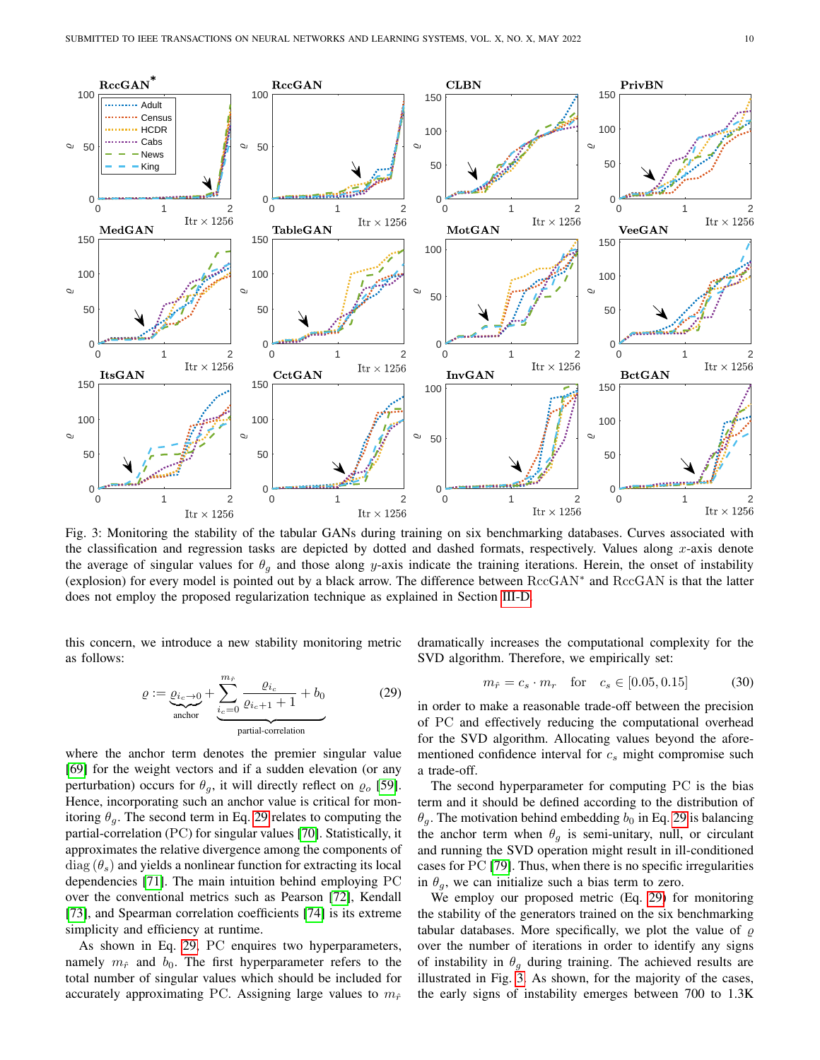Fig. 3: Monitoring the stability of the tabular GANs during training on six benchmarking databases. Curves associated with the classification and regression tasks are depicted by dotted and dashed formats, respectively. Values along $x$-axis denote the average of singular values for $\theta_g$ and those along $y$-axis indicate the training iterations. Herein, the onset of instability (explosion) for every model is pointed out by a black arrow. The difference between $\mathrm{RccGAN}^*$ and RccGAN is that the latter does not employ the proposed regularization technique as explained in Section III-D.

this concern, we introduce a new stability monitoring metric as follows:

$$\varrho := \underbrace{\varrho_{i_c \to 0}}_{\text{anchor}} + \underbrace{\sum_{i_c=0}^{m_{\hat{r}}} \frac{\varrho_{i_c}}{\varrho_{i_c+1} + 1} + b_0}_{\text{partial-correlation}} \tag{29}$$

where the anchor term denotes the premier singular value [69] for the weight vectors and if a sudden elevation (or any perturbation) occurs for $\theta_g$, it will directly reflect on $\varrho_o$ [59]. Hence, incorporating such an anchor value is critical for monitoring $\theta_g$. The second term in Eq. 29 relates to computing the partial-correlation (PC) for singular values [70]. Statistically, it approximates the relative divergence among the components of $\mathrm{diag}(\theta_s)$ and yields a nonlinear function for extracting its local dependencies [71]. The main intuition behind employing PC over the conventional metrics such as Pearson [72], Kendall [73], and Spearman correlation coefficients [74] is its extreme simplicity and efficiency at runtime.

As shown in Eq. 29, PC enquires two hyperparameters, namely $m_{\hat{r}}$ and $b_0$. The first hyperparameter refers to the total number of singular values which should be included for accurately approximating PC. Assigning large values to $m_{\hat{r}}$ dramatically increases the computational complexity for the SVD algorithm. Therefore, we empirically set:

$$m_{\hat{r}} = c_s \cdot m_r \quad \text{for} \quad c_s \in [0.05, 0.15] \tag{30}$$

in order to make a reasonable trade-off between the precision of PC and effectively reducing the computational overhead for the SVD algorithm. Allocating values beyond the aforementioned confidence interval for $c_s$ might compromise such a trade-off.

The second hyperparameter for computing PC is the bias term and it should be defined according to the distribution of $\theta_g$. The motivation behind embedding $b_0$ in Eq. 29 is balancing the anchor term when $\theta_g$ is semi-unitary, null, or circulant and running the SVD operation might result in ill-conditioned cases for PC [79]. Thus, when there is no specific irregularities in $\theta_g$, we can initialize such a bias term to zero.

We employ our proposed metric (Eq. 29) for monitoring the stability of the generators trained on the six benchmarking tabular databases. More specifically, we plot the value of $\varrho$ over the number of iterations in order to identify any signs of instability in $\theta_g$ during training. The achieved results are illustrated in Fig. 3. As shown, for the majority of the cases, the early signs of instability emerges between 700 to 1.3K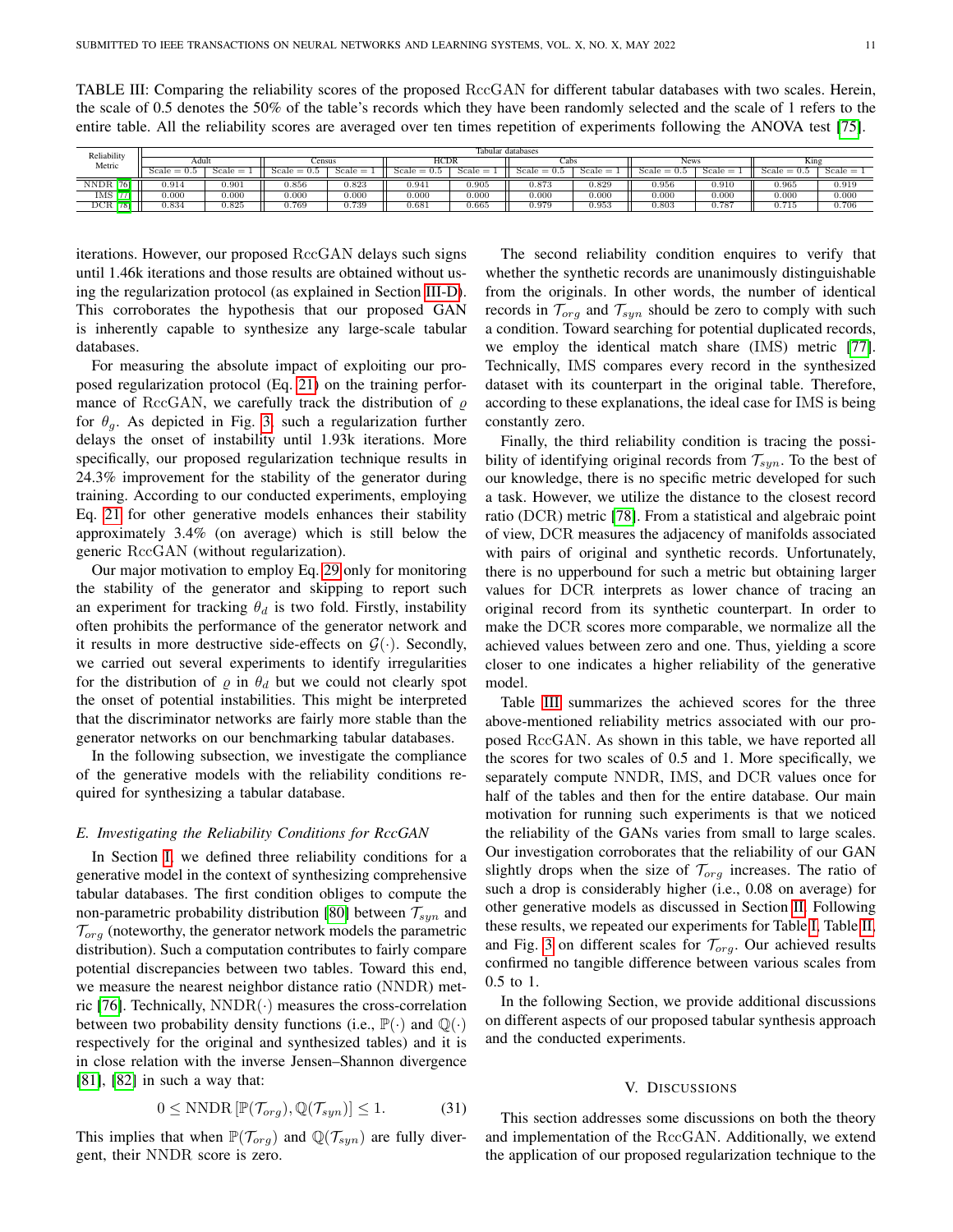TABLE III: Comparing the reliability scores of the proposed RccGAN for different tabular databases with two scales. Herein, the scale of 0.5 denotes the 50% of the table's records which they have been randomly selected and the scale of 1 refers to the entire table. All the reliability scores are averaged over ten times repetition of experiments following the ANOVA test [75].

| Reliability Metric | Tabular databases | | | | | | | | | | | |
|---|---|---|---|---|---|---|---|---|---|---|---|---|
| | Adult | | Census | | HCDR | | Cabs | | News | | King | |
| | Scale = 0.5 | Scale = 1 | Scale = 0.5 | Scale = 1 | Scale = 0.5 | Scale = 1 | Scale = 0.5 | Scale = 1 | Scale = 0.5 | Scale = 1 | Scale = 0.5 | Scale = 1 |
| NNDR [76] | 0.914 | 0.901 | 0.856 | 0.823 | 0.941 | 0.905 | 0.873 | 0.829 | 0.956 | 0.910 | 0.965 | 0.919 |
| IMS [77] | 0.000 | 0.000 | 0.000 | 0.000 | 0.000 | 0.000 | 0.000 | 0.000 | 0.000 | 0.000 | 0.000 | 0.000 |
| DCR [78] | 0.834 | 0.825 | 0.769 | 0.739 | 0.681 | 0.665 | 0.979 | 0.953 | 0.803 | 0.787 | 0.715 | 0.706 |

iterations. However, our proposed RccGAN delays such signs until 1.46k iterations and those results are obtained without using the regularization protocol (as explained in Section III-D). This corroborates the hypothesis that our proposed GAN is inherently capable to synthesize any large-scale tabular databases.

For measuring the absolute impact of exploiting our proposed regularization protocol (Eq. 21) on the training performance of RccGAN, we carefully track the distribution of $\varrho$ for $\theta_g$. As depicted in Fig. 3, such a regularization further delays the onset of instability until 1.93k iterations. More specifically, our proposed regularization technique results in 24.3% improvement for the stability of the generator during training. According to our conducted experiments, employing Eq. 21 for other generative models enhances their stability approximately 3.4% (on average) which is still below the generic RccGAN (without regularization).

Our major motivation to employ Eq. 29 only for monitoring the stability of the generator and skipping to report such an experiment for tracking $\theta_d$ is two fold. Firstly, instability often prohibits the performance of the generator network and it results in more destructive side-effects on $\mathcal{G}(\cdot)$. Secondly, we carried out several experiments to identify irregularities for the distribution of $\varrho$ in $\theta_d$ but we could not clearly spot the onset of potential instabilities. This might be interpreted that the discriminator networks are fairly more stable than the generator networks on our benchmarking tabular databases.

In the following subsection, we investigate the compliance of the generative models with the reliability conditions required for synthesizing a tabular database.

### *E. Investigating the Reliability Conditions for RccGAN*

In Section I, we defined three reliability conditions for a generative model in the context of synthesizing comprehensive tabular databases. The first condition obliges to compute the non-parametric probability distribution [80] between $\mathcal{T}_{syn}$ and $\mathcal{T}_{org}$ (noteworthy, the generator network models the parametric distribution). Such a computation contributes to fairly compare potential discrepancies between two tables. Toward this end, we measure the nearest neighbor distance ratio (NNDR) metric [76]. Technically, $\mathrm{NNDR}(\cdot)$ measures the cross-correlation between two probability density functions (i.e., $\mathbb{P}(\cdot)$ and $\mathbb{Q}(\cdot)$ respectively for the original and synthesized tables) and it is in close relation with the inverse Jensen–Shannon divergence [81], [82] in such a way that:

$$0 \leq \mathrm{NNDR}\left[\mathbb{P}(\mathcal{T}_{org}), \mathbb{Q}(\mathcal{T}_{syn})\right] \leq 1. \tag{31}$$

This implies that when $\mathbb{P}(\mathcal{T}_{org})$ and $\mathbb{Q}(\mathcal{T}_{syn})$ are fully divergent, their NNDR score is zero.

The second reliability condition enquires to verify that whether the synthetic records are unanimously distinguishable from the originals. In other words, the number of identical records in $\mathcal{T}_{org}$ and $\mathcal{T}_{syn}$ should be zero to comply with such a condition. Toward searching for potential duplicated records, we employ the identical match share (IMS) metric [77]. Technically, IMS compares every record in the synthesized dataset with its counterpart in the original table. Therefore, according to these explanations, the ideal case for IMS is being constantly zero.

Finally, the third reliability condition is tracing the possibility of identifying original records from $\mathcal{T}_{syn}$. To the best of our knowledge, there is no specific metric developed for such a task. However, we utilize the distance to the closest record ratio (DCR) metric [78]. From a statistical and algebraic point of view, DCR measures the adjacency of manifolds associated with pairs of original and synthetic records. Unfortunately, there is no upperbound for such a metric but obtaining larger values for DCR interprets as lower chance of tracing an original record from its synthetic counterpart. In order to make the DCR scores more comparable, we normalize all the achieved values between zero and one. Thus, yielding a score closer to one indicates a higher reliability of the generative model.

Table III summarizes the achieved scores for the three above-mentioned reliability metrics associated with our proposed RccGAN. As shown in this table, we have reported all the scores for two scales of 0.5 and 1. More specifically, we separately compute NNDR, IMS, and DCR values once for half of the tables and then for the entire database. Our main motivation for running such experiments is that we noticed the reliability of the GANs varies from small to large scales. Our investigation corroborates that the reliability of our GAN slightly drops when the size of $\mathcal{T}_{org}$ increases. The ratio of such a drop is considerably higher (i.e., 0.08 on average) for other generative models as discussed in Section II. Following these results, we repeated our experiments for Table I, Table II, and Fig. 3 on different scales for $\mathcal{T}_{org}$. Our achieved results confirmed no tangible difference between various scales from 0.5 to 1.

In the following Section, we provide additional discussions on different aspects of our proposed tabular synthesis approach and the conducted experiments.

## V. Discussions

This section addresses some discussions on both the theory and implementation of the RccGAN. Additionally, we extend the application of our proposed regularization technique to the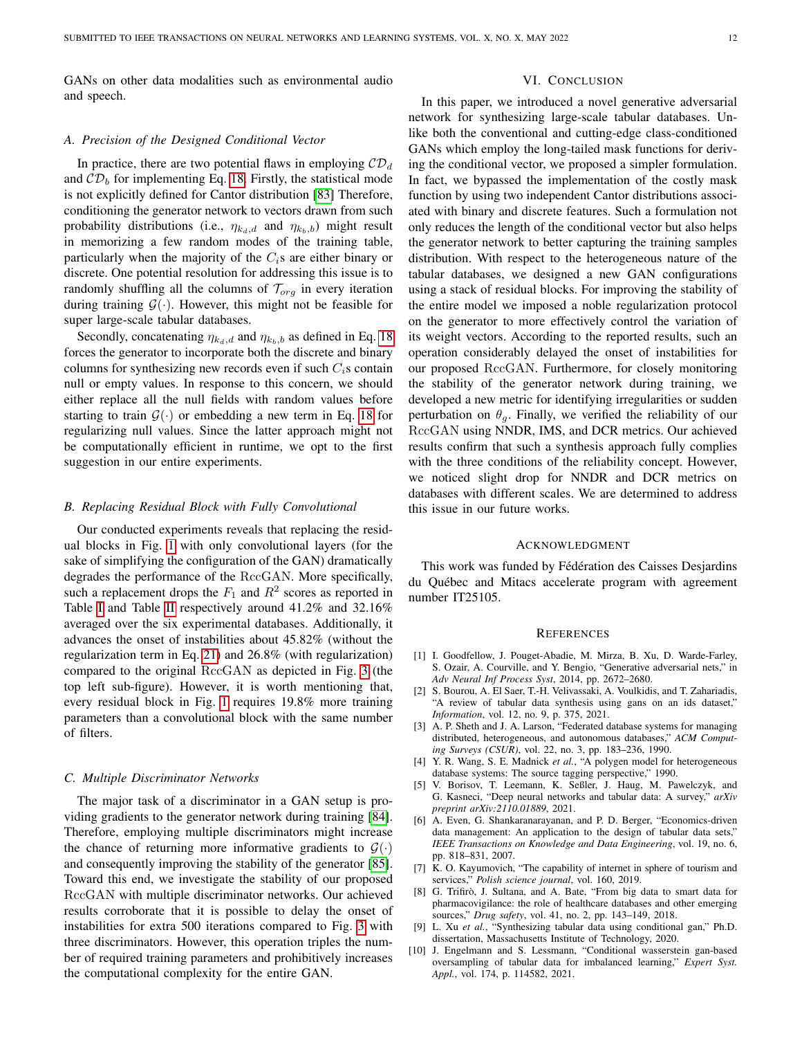GANs on other data modalities such as environmental audio and speech.

### A. Precision of the Designed Conditional Vector

In practice, there are two potential flaws in employing $\mathcal{CD}_d$ and $\mathcal{CD}_b$ for implementing Eq. 18. Firstly, the statistical mode is not explicitly defined for Cantor distribution [83] Therefore, conditioning the generator network to vectors drawn from such probability distributions (i.e., $\eta_{k_d,d}$ and $\eta_{k_b,b}$) might result in memorizing a few random modes of the training table, particularly when the majority of the $C_i$s are either binary or discrete. One potential resolution for addressing this issue is to randomly shuffling all the columns of $\mathcal{T}_{org}$ in every iteration during training $\mathcal{G}(\cdot)$. However, this might not be feasible for super large-scale tabular databases.

Secondly, concatenating $\eta_{k_d,d}$ and $\eta_{k_b,b}$ as defined in Eq. 18 forces the generator to incorporate both the discrete and binary columns for synthesizing new records even if such $C_i$s contain null or empty values. In response to this concern, we should either replace all the null fields with random values before starting to train $\mathcal{G}(\cdot)$ or embedding a new term in Eq. 18 for regularizing null values. Since the latter approach might not be computationally efficient in runtime, we opt to the first suggestion in our entire experiments.

### B. Replacing Residual Block with Fully Convolutional

Our conducted experiments reveals that replacing the residual blocks in Fig. 1 with only convolutional layers (for the sake of simplifying the configuration of the GAN) dramatically degrades the performance of the RccGAN. More specifically, such a replacement drops the $F_1$ and $R^2$ scores as reported in Table I and Table II respectively around 41.2% and 32.16% averaged over the six experimental databases. Additionally, it advances the onset of instabilities about 45.82% (without the regularization term in Eq. 21) and 26.8% (with regularization) compared to the original RccGAN as depicted in Fig. 3 (the top left sub-figure). However, it is worth mentioning that, every residual block in Fig. 1 requires 19.8% more training parameters than a convolutional block with the same number of filters.

### C. Multiple Discriminator Networks

The major task of a discriminator in a GAN setup is providing gradients to the generator network during training [84]. Therefore, employing multiple discriminators might increase the chance of returning more informative gradients to $\mathcal{G}(\cdot)$ and consequently improving the stability of the generator [85]. Toward this end, we investigate the stability of our proposed RccGAN with multiple discriminator networks. Our achieved results corroborate that it is possible to delay the onset of instabilities for extra 500 iterations compared to Fig. 3 with three discriminators. However, this operation triples the number of required training parameters and prohibitively increases the computational complexity for the entire GAN.

## VI. Conclusion

In this paper, we introduced a novel generative adversarial network for synthesizing large-scale tabular databases. Unlike both the conventional and cutting-edge class-conditioned GANs which employ the long-tailed mask functions for deriving the conditional vector, we proposed a simpler formulation. In fact, we bypassed the implementation of the costly mask function by using two independent Cantor distributions associated with binary and discrete features. Such a formulation not only reduces the length of the conditional vector but also helps the generator network to better capturing the training samples distribution. With respect to the heterogeneous nature of the tabular databases, we designed a new GAN configurations using a stack of residual blocks. For improving the stability of the entire model we imposed a noble regularization protocol on the generator to more effectively control the variation of its weight vectors. According to the reported results, such an operation considerably delayed the onset of instabilities for our proposed RccGAN. Furthermore, for closely monitoring the stability of the generator network during training, we developed a new metric for identifying irregularities or sudden perturbation on $\theta_g$. Finally, we verified the reliability of our RccGAN using NNDR, IMS, and DCR metrics. Our achieved results confirm that such a synthesis approach fully complies with the three conditions of the reliability concept. However, we noticed slight drop for NNDR and DCR metrics on databases with different scales. We are determined to address this issue in our future works.

## Acknowledgment

This work was funded by Fédération des Caisses Desjardins du Québec and Mitacs accelerate program with agreement number IT25105.

## References

[1] I. Goodfellow, J. Pouget-Abadie, M. Mirza, B. Xu, D. Warde-Farley, S. Ozair, A. Courville, and Y. Bengio, "Generative adversarial nets," in *Adv Neural Inf Process Syst*, 2014, pp. 2672–2680.

[2] S. Bourou, A. El Saer, T.-H. Velivassaki, A. Voulkidis, and T. Zahariadis, "A review of tabular data synthesis using gans on an ids dataset," *Information*, vol. 12, no. 9, p. 375, 2021.

[3] A. P. Sheth and J. A. Larson, "Federated database systems for managing distributed, heterogeneous, and autonomous databases," *ACM Computing Surveys (CSUR)*, vol. 22, no. 3, pp. 183–236, 1990.

[4] Y. R. Wang, S. E. Madnick *et al.*, "A polygen model for heterogeneous database systems: The source tagging perspective," 1990.

[5] V. Borisov, T. Leemann, K. Seßler, J. Haug, M. Pawelczyk, and G. Kasneci, "Deep neural networks and tabular data: A survey," *arXiv preprint arXiv:2110.01889*, 2021.

[6] A. Even, G. Shankaranarayanan, and P. D. Berger, "Economics-driven data management: An application to the design of tabular data sets," *IEEE Transactions on Knowledge and Data Engineering*, vol. 19, no. 6, pp. 818–831, 2007.

[7] K. O. Kayumovich, "The capability of internet in sphere of tourism and services," *Polish science journal*, vol. 160, 2019.

[8] G. Trifirò, J. Sultana, and A. Bate, "From big data to smart data for pharmacovigilance: the role of healthcare databases and other emerging sources," *Drug safety*, vol. 41, no. 2, pp. 143–149, 2018.

[9] L. Xu *et al.*, "Synthesizing tabular data using conditional gan," Ph.D. dissertation, Massachusetts Institute of Technology, 2020.

[10] J. Engelmann and S. Lessmann, "Conditional wasserstein gan-based oversampling of tabular data for imbalanced learning," *Expert Syst. Appl.*, vol. 174, p. 114582, 2021.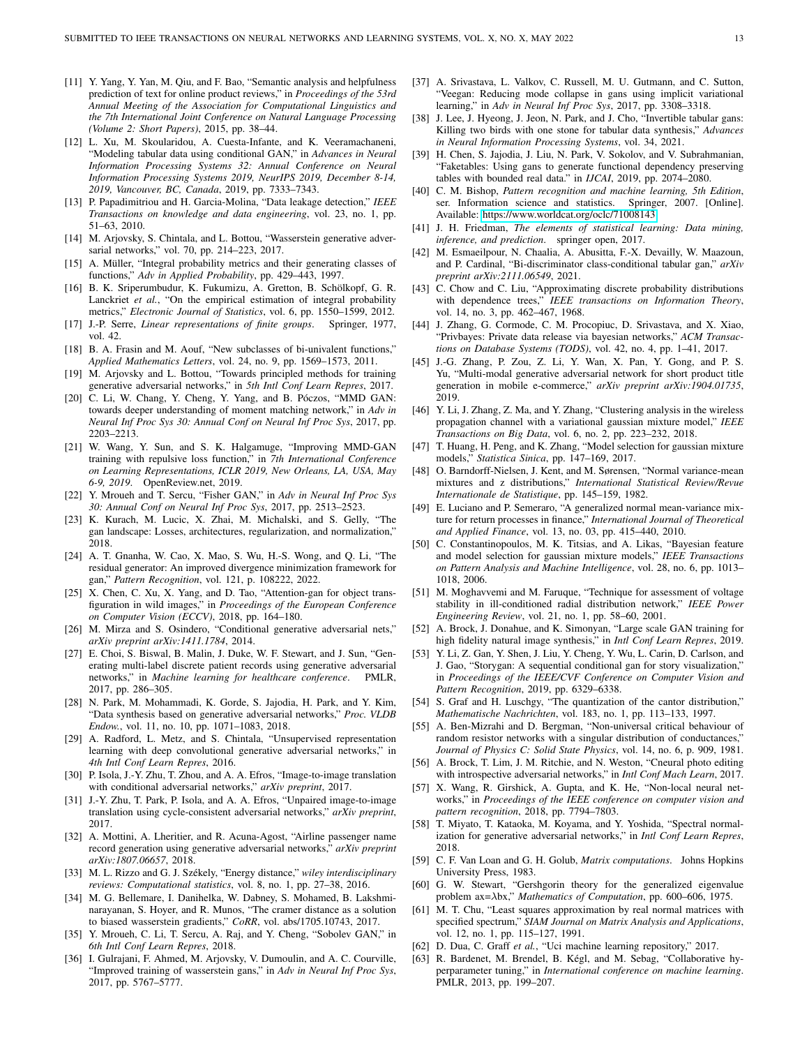[11] Y. Yang, Y. Yan, M. Qiu, and F. Bao, "Semantic analysis and helpfulness prediction of text for online product reviews," in *Proceedings of the 53rd Annual Meeting of the Association for Computational Linguistics and the 7th International Joint Conference on Natural Language Processing (Volume 2: Short Papers)*, 2015, pp. 38–44.

[12] L. Xu, M. Skoularidou, A. Cuesta-Infante, and K. Veeramachaneni, "Modeling tabular data using conditional GAN," in *Advances in Neural Information Processing Systems 32: Annual Conference on Neural Information Processing Systems 2019, NeurIPS 2019, December 8-14, 2019, Vancouver, BC, Canada*, 2019, pp. 7333–7343.

[13] P. Papadimitriou and H. Garcia-Molina, "Data leakage detection," *IEEE Transactions on knowledge and data engineering*, vol. 23, no. 1, pp. 51–63, 2010.

[14] M. Arjovsky, S. Chintala, and L. Bottou, "Wasserstein generative adversarial networks," vol. 70, pp. 214–223, 2017.

[15] A. Müller, "Integral probability metrics and their generating classes of functions," *Adv in Applied Probability*, pp. 429–443, 1997.

[16] B. K. Sriperumbudur, K. Fukumizu, A. Gretton, B. Schölkopf, G. R. Lanckriet *et al.*, "On the empirical estimation of integral probability metrics," *Electronic Journal of Statistics*, vol. 6, pp. 1550–1599, 2012.

[17] J.-P. Serre, *Linear representations of finite groups*. Springer, 1977, vol. 42.

[18] B. A. Frasin and M. Aouf, "New subclasses of bi-univalent functions," *Applied Mathematics Letters*, vol. 24, no. 9, pp. 1569–1573, 2011.

[19] M. Arjovsky and L. Bottou, "Towards principled methods for training generative adversarial networks," in *5th Intl Conf Learn Repres*, 2017.

[20] C. Li, W. Chang, Y. Cheng, Y. Yang, and B. Póczos, "MMD GAN: towards deeper understanding of moment matching network," in *Adv in Neural Inf Proc Sys 30: Annual Conf on Neural Inf Proc Sys*, 2017, pp. 2203–2213.

[21] W. Wang, Y. Sun, and S. K. Halgamuge, "Improving MMD-GAN training with repulsive loss function," in *7th International Conference on Learning Representations, ICLR 2019, New Orleans, LA, USA, May 6-9, 2019*. OpenReview.net, 2019.

[22] Y. Mroueh and T. Sercu, "Fisher GAN," in *Adv in Neural Inf Proc Sys 30: Annual Conf on Neural Inf Proc Sys*, 2017, pp. 2513–2523.

[23] K. Kurach, M. Lucic, X. Zhai, M. Michalski, and S. Gelly, "The gan landscape: Losses, architectures, regularization, and normalization," 2018.

[24] A. T. Gnanha, W. Cao, X. Mao, S. Wu, H.-S. Wong, and Q. Li, "The residual generator: An improved divergence minimization framework for gan," *Pattern Recognition*, vol. 121, p. 108222, 2022.

[25] X. Chen, C. Xu, X. Yang, and D. Tao, "Attention-gan for object transfiguration in wild images," in *Proceedings of the European Conference on Computer Vision (ECCV)*, 2018, pp. 164–180.

[26] M. Mirza and S. Osindero, "Conditional generative adversarial nets," *arXiv preprint arXiv:1411.1784*, 2014.

[27] E. Choi, S. Biswal, B. Malin, J. Duke, W. F. Stewart, and J. Sun, "Generating multi-label discrete patient records using generative adversarial networks," in *Machine learning for healthcare conference*. PMLR, 2017, pp. 286–305.

[28] N. Park, M. Mohammadi, K. Gorde, S. Jajodia, H. Park, and Y. Kim, "Data synthesis based on generative adversarial networks," *Proc. VLDB Endow.*, vol. 11, no. 10, pp. 1071–1083, 2018.

[29] A. Radford, L. Metz, and S. Chintala, "Unsupervised representation learning with deep convolutional generative adversarial networks," in *4th Intl Conf Learn Repres*, 2016.

[30] P. Isola, J.-Y. Zhu, T. Zhou, and A. A. Efros, "Image-to-image translation with conditional adversarial networks," *arXiv preprint*, 2017.

[31] J.-Y. Zhu, T. Park, P. Isola, and A. A. Efros, "Unpaired image-to-image translation using cycle-consistent adversarial networks," *arXiv preprint*, 2017.

[32] A. Mottini, A. Lheritier, and R. Acuna-Agost, "Airline passenger name record generation using generative adversarial networks," *arXiv preprint arXiv:1807.06657*, 2018.

[33] M. L. Rizzo and G. J. Székely, "Energy distance," *wiley interdisciplinary reviews: Computational statistics*, vol. 8, no. 1, pp. 27–38, 2016.

[34] M. G. Bellemare, I. Danihelka, W. Dabney, S. Mohamed, B. Lakshminarayanan, S. Hoyer, and R. Munos, "The cramer distance as a solution to biased wasserstein gradients," *CoRR*, vol. abs/1705.10743, 2017.

[35] Y. Mroueh, C. Li, T. Sercu, A. Raj, and Y. Cheng, "Sobolev GAN," in *6th Intl Conf Learn Repres*, 2018.

[36] I. Gulrajani, F. Ahmed, M. Arjovsky, V. Dumoulin, and A. C. Courville, "Improved training of wasserstein gans," in *Adv in Neural Inf Proc Sys*, 2017, pp. 5767–5777.

[37] A. Srivastava, L. Valkov, C. Russell, M. U. Gutmann, and C. Sutton, "Veegan: Reducing mode collapse in gans using implicit variational learning," in *Adv in Neural Inf Proc Sys*, 2017, pp. 3308–3318.

[38] J. Lee, J. Hyeong, J. Jeon, N. Park, and J. Cho, "Invertible tabular gans: Killing two birds with one stone for tabular data synthesis," *Advances in Neural Information Processing Systems*, vol. 34, 2021.

[39] H. Chen, S. Jajodia, J. Liu, N. Park, V. Sokolov, and V. Subrahmanian, "Faketables: Using gans to generate functional dependency preserving tables with bounded real data." in *IJCAI*, 2019, pp. 2074–2080.

[40] C. M. Bishop, *Pattern recognition and machine learning, 5th Edition*, ser. Information science and statistics. Springer, 2007. [Online]. Available: https://www.worldcat.org/oclc/71008143

[41] J. H. Friedman, *The elements of statistical learning: Data mining, inference, and prediction*. springer open, 2017.

[42] M. Esmaeilpour, N. Chaalia, A. Abusitta, F.-X. Devailly, W. Maazoun, and P. Cardinal, "Bi-discriminator class-conditional tabular gan," *arXiv preprint arXiv:2111.06549*, 2021.

[43] C. Chow and C. Liu, "Approximating discrete probability distributions with dependence trees," *IEEE transactions on Information Theory*, vol. 14, no. 3, pp. 462–467, 1968.

[44] J. Zhang, G. Cormode, C. M. Procopiuc, D. Srivastava, and X. Xiao, "Privbayes: Private data release via bayesian networks," *ACM Transactions on Database Systems (TODS)*, vol. 42, no. 4, pp. 1–41, 2017.

[45] J.-G. Zhang, P. Zou, Z. Li, Y. Wan, X. Pan, Y. Gong, and P. S. Yu, "Multi-modal generative adversarial network for short product title generation in mobile e-commerce," *arXiv preprint arXiv:1904.01735*, 2019.

[46] Y. Li, J. Zhang, Z. Ma, and Y. Zhang, "Clustering analysis in the wireless propagation channel with a variational gaussian mixture model," *IEEE Transactions on Big Data*, vol. 6, no. 2, pp. 223–232, 2018.

[47] T. Huang, H. Peng, and K. Zhang, "Model selection for gaussian mixture models," *Statistica Sinica*, pp. 147–169, 2017.

[48] O. Barndorff-Nielsen, J. Kent, and M. Sørensen, "Normal variance-mean mixtures and z distributions," *International Statistical Review/Revue Internationale de Statistique*, pp. 145–159, 1982.

[49] E. Luciano and P. Semeraro, "A generalized normal mean-variance mixture for return processes in finance," *International Journal of Theoretical and Applied Finance*, vol. 13, no. 03, pp. 415–440, 2010.

[50] C. Constantinopoulos, M. K. Titsias, and A. Likas, "Bayesian feature and model selection for gaussian mixture models," *IEEE Transactions on Pattern Analysis and Machine Intelligence*, vol. 28, no. 6, pp. 1013–1018, 2006.

[51] M. Moghavvemi and M. Faruque, "Technique for assessment of voltage stability in ill-conditioned radial distribution network," *IEEE Power Engineering Review*, vol. 21, no. 1, pp. 58–60, 2001.

[52] A. Brock, J. Donahue, and K. Simonyan, "Large scale GAN training for high fidelity natural image synthesis," in *Intl Conf Learn Repres*, 2019.

[53] Y. Li, Z. Gan, Y. Shen, J. Liu, Y. Cheng, Y. Wu, L. Carin, D. Carlson, and J. Gao, "Storygan: A sequential conditional gan for story visualization," in *Proceedings of the IEEE/CVF Conference on Computer Vision and Pattern Recognition*, 2019, pp. 6329–6338.

[54] S. Graf and H. Luschgy, "The quantization of the cantor distribution," *Mathematische Nachrichten*, vol. 183, no. 1, pp. 113–133, 1997.

[55] A. Ben-Mizrahi and D. Bergman, "Non-universal critical behaviour of random resistor networks with a singular distribution of conductances," *Journal of Physics C: Solid State Physics*, vol. 14, no. 6, p. 909, 1981.

[56] A. Brock, T. Lim, J. M. Ritchie, and N. Weston, "Cneural photo editing with introspective adversarial networks," in *Intl Conf Mach Learn*, 2017.

[57] X. Wang, R. Girshick, A. Gupta, and K. He, "Non-local neural networks," in *Proceedings of the IEEE conference on computer vision and pattern recognition*, 2018, pp. 7794–7803.

[58] T. Miyato, T. Kataoka, M. Koyama, and Y. Yoshida, "Spectral normalization for generative adversarial networks," in *Intl Conf Learn Repres*, 2018.

[59] C. F. Van Loan and G. H. Golub, *Matrix computations*. Johns Hopkins University Press, 1983.

[60] G. W. Stewart, "Gershgorin theory for the generalized eigenvalue problem ax=λbx," *Mathematics of Computation*, pp. 600–606, 1975.

[61] M. T. Chu, "Least squares approximation by real normal matrices with specified spectrum," *SIAM Journal on Matrix Analysis and Applications*, vol. 12, no. 1, pp. 115–127, 1991.

[62] D. Dua, C. Graff *et al.*, "Uci machine learning repository," 2017.

[63] R. Bardenet, M. Brendel, B. Kégl, and M. Sebag, "Collaborative hyperparameter tuning," in *International conference on machine learning*. PMLR, 2013, pp. 199–207.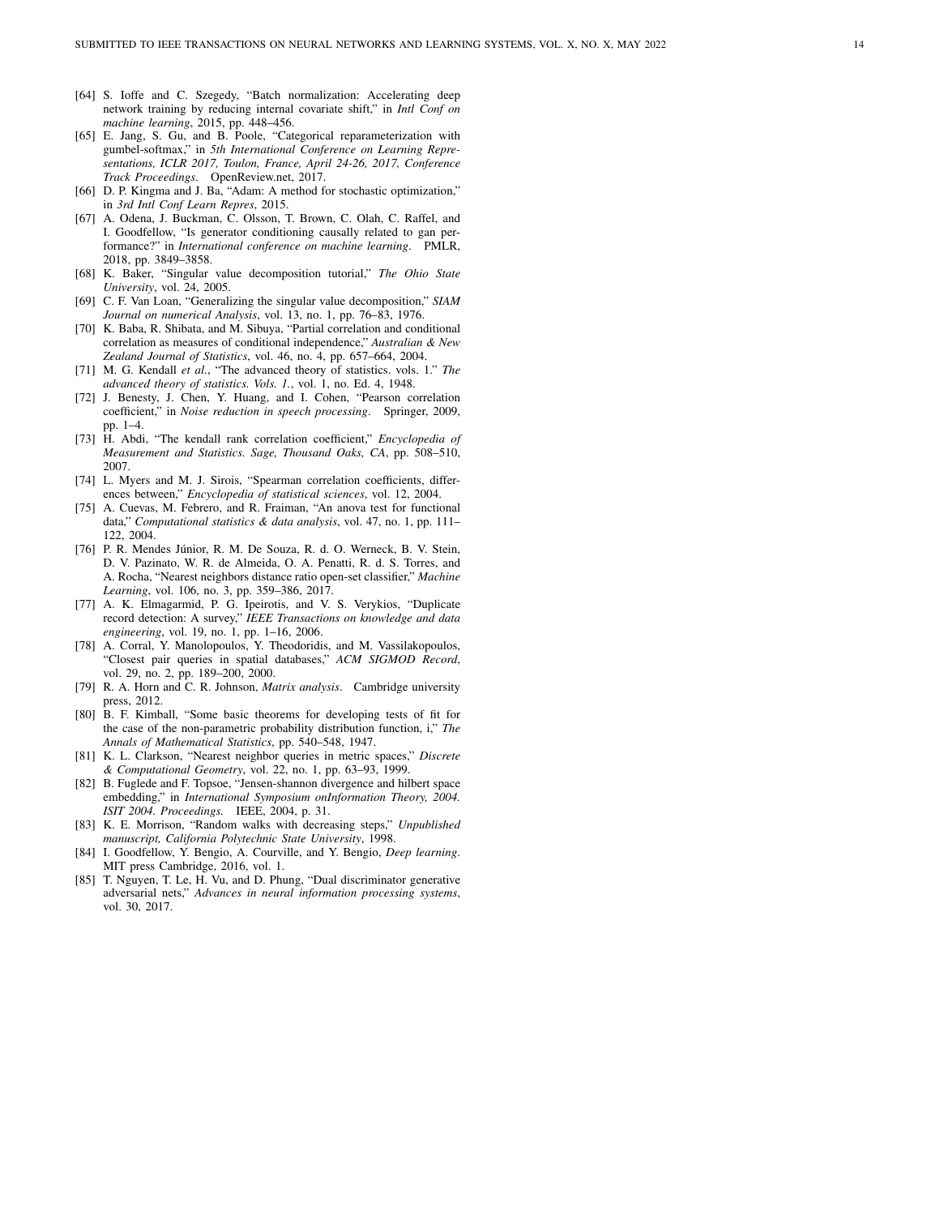[64] S. Ioffe and C. Szegedy, "Batch normalization: Accelerating deep network training by reducing internal covariate shift," in *Intl Conf on machine learning*, 2015, pp. 448–456.

[65] E. Jang, S. Gu, and B. Poole, "Categorical reparameterization with gumbel-softmax," in *5th International Conference on Learning Representations, ICLR 2017, Toulon, France, April 24-26, 2017, Conference Track Proceedings*. OpenReview.net, 2017.

[66] D. P. Kingma and J. Ba, "Adam: A method for stochastic optimization," in *3rd Intl Conf Learn Repres*, 2015.

[67] A. Odena, J. Buckman, C. Olsson, T. Brown, C. Olah, C. Raffel, and I. Goodfellow, "Is generator conditioning causally related to gan performance?" in *International conference on machine learning*. PMLR, 2018, pp. 3849–3858.

[68] K. Baker, "Singular value decomposition tutorial," *The Ohio State University*, vol. 24, 2005.

[69] C. F. Van Loan, "Generalizing the singular value decomposition," *SIAM Journal on numerical Analysis*, vol. 13, no. 1, pp. 76–83, 1976.

[70] K. Baba, R. Shibata, and M. Sibuya, "Partial correlation and conditional correlation as measures of conditional independence," *Australian & New Zealand Journal of Statistics*, vol. 46, no. 4, pp. 657–664, 2004.

[71] M. G. Kendall *et al.*, "The advanced theory of statistics. vols. 1." *The advanced theory of statistics. Vols. 1.*, vol. 1, no. Ed. 4, 1948.

[72] J. Benesty, J. Chen, Y. Huang, and I. Cohen, "Pearson correlation coefficient," in *Noise reduction in speech processing*. Springer, 2009, pp. 1–4.

[73] H. Abdi, "The kendall rank correlation coefficient," *Encyclopedia of Measurement and Statistics. Sage, Thousand Oaks, CA*, pp. 508–510, 2007.

[74] L. Myers and M. J. Sirois, "Spearman correlation coefficients, differences between," *Encyclopedia of statistical sciences*, vol. 12, 2004.

[75] A. Cuevas, M. Febrero, and R. Fraiman, "An anova test for functional data," *Computational statistics & data analysis*, vol. 47, no. 1, pp. 111–122, 2004.

[76] P. R. Mendes Júnior, R. M. De Souza, R. d. O. Werneck, B. V. Stein, D. V. Pazinato, W. R. de Almeida, O. A. Penatti, R. d. S. Torres, and A. Rocha, "Nearest neighbors distance ratio open-set classifier," *Machine Learning*, vol. 106, no. 3, pp. 359–386, 2017.

[77] A. K. Elmagarmid, P. G. Ipeirotis, and V. S. Verykios, "Duplicate record detection: A survey," *IEEE Transactions on knowledge and data engineering*, vol. 19, no. 1, pp. 1–16, 2006.

[78] A. Corral, Y. Manolopoulos, Y. Theodoridis, and M. Vassilakopoulos, "Closest pair queries in spatial databases," *ACM SIGMOD Record*, vol. 29, no. 2, pp. 189–200, 2000.

[79] R. A. Horn and C. R. Johnson, *Matrix analysis*. Cambridge university press, 2012.

[80] B. F. Kimball, "Some basic theorems for developing tests of fit for the case of the non-parametric probability distribution function, i," *The Annals of Mathematical Statistics*, pp. 540–548, 1947.

[81] K. L. Clarkson, "Nearest neighbor queries in metric spaces," *Discrete & Computational Geometry*, vol. 22, no. 1, pp. 63–93, 1999.

[82] B. Fuglede and F. Topsoe, "Jensen-shannon divergence and hilbert space embedding," in *International Symposium onInformation Theory, 2004. ISIT 2004. Proceedings.* IEEE, 2004, p. 31.

[83] K. E. Morrison, "Random walks with decreasing steps," *Unpublished manuscript, California Polytechnic State University*, 1998.

[84] I. Goodfellow, Y. Bengio, A. Courville, and Y. Bengio, *Deep learning*. MIT press Cambridge, 2016, vol. 1.

[85] T. Nguyen, T. Le, H. Vu, and D. Phung, "Dual discriminator generative adversarial nets," *Advances in neural information processing systems*, vol. 30, 2017.